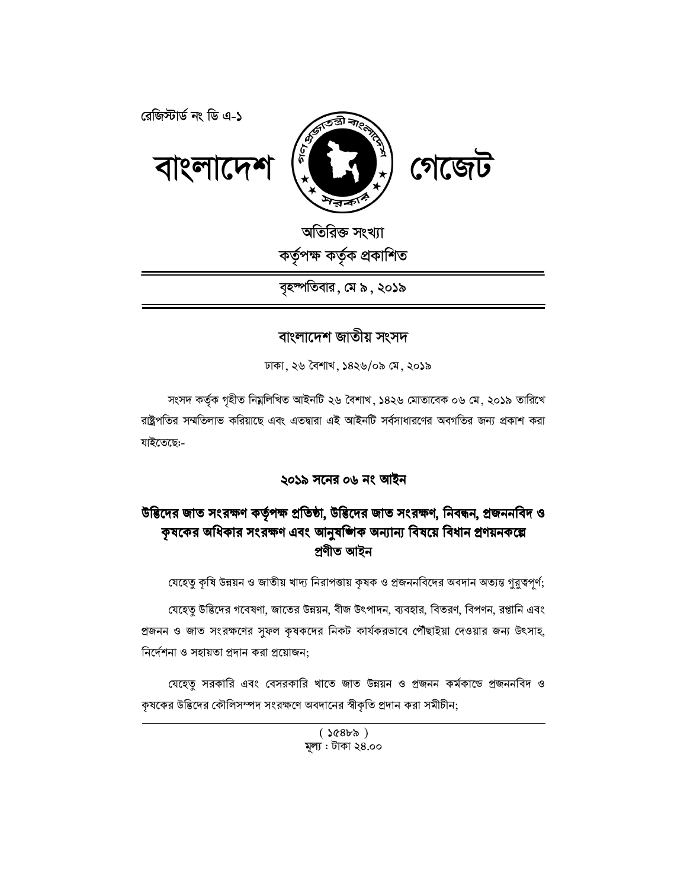রেজিস্টার্ড নং ডি এ-১

# বাংলাদেশ গেজেট

অতিরিক্ত সংখ্যা
কর্তৃপক্ষ কর্তৃক প্রকাশিত

বৃহস্পতিবার, মে ৯, ২০১৯

## বাংলাদেশ জাতীয় সংসদ

ঢাকা, ২৬ বৈশাখ, ১৪২৬/০৯ মে, ২০১৯

সংসদ কর্তৃক গৃহীত নিম্নলিখিত আইনটি ২৬ বৈশাখ, ১৪২৬ মোতাবেক ০৬ মে, ২০১৯ তারিখে রাষ্ট্রপতির সম্মতিলাভ করিয়াছে এবং এতদ্বারা এই আইনটি সর্বসাধারণের অবগতির জন্য প্রকাশ করা যাইতেছে:-

## ২০১৯ সনের ০৬ নং আইন

## উদ্ভিদের জাত সংরক্ষণ কর্তৃপক্ষ প্রতিষ্ঠা, উদ্ভিদের জাত সংরক্ষণ, নিবন্ধন, প্রজননবিদ ও কৃষকের অধিকার সংরক্ষণ এবং আনুষঙ্গিক অন্যান্য বিষয়ে বিধান প্রণয়নকল্পে প্রণীত আইন

যেহেতু কৃষি উন্নয়ন ও জাতীয় খাদ্য নিরাপত্তায় কৃষক ও প্রজননবিদের অবদান অত্যন্ত গুরুত্বপূর্ণ;

যেহেতু উদ্ভিদের গবেষণা, জাতের উন্নয়ন, বীজ উৎপাদন, ব্যবহার, বিতরণ, বিপণন, রপ্তানি এবং প্রজনন ও জাত সংরক্ষণের সুফল কৃষকদের নিকট কার্যকরভাবে পৌঁছাইয়া দেওয়ার জন্য উৎসাহ, নির্দেশনা ও সহায়তা প্রদান করা প্রয়োজন;

যেহেতু সরকারি এবং বেসরকারি খাতে জাত উন্নয়ন ও প্রজনন কর্মকাণ্ডে প্রজননবিদ ও কৃষকের উদ্ভিদের কৌলিসম্পদ সংরক্ষণে অবদানের স্বীকৃতি প্রদান করা সমীচীন;

( ১৫৪৮৯ )
মূল্য : টাকা ২৪.০০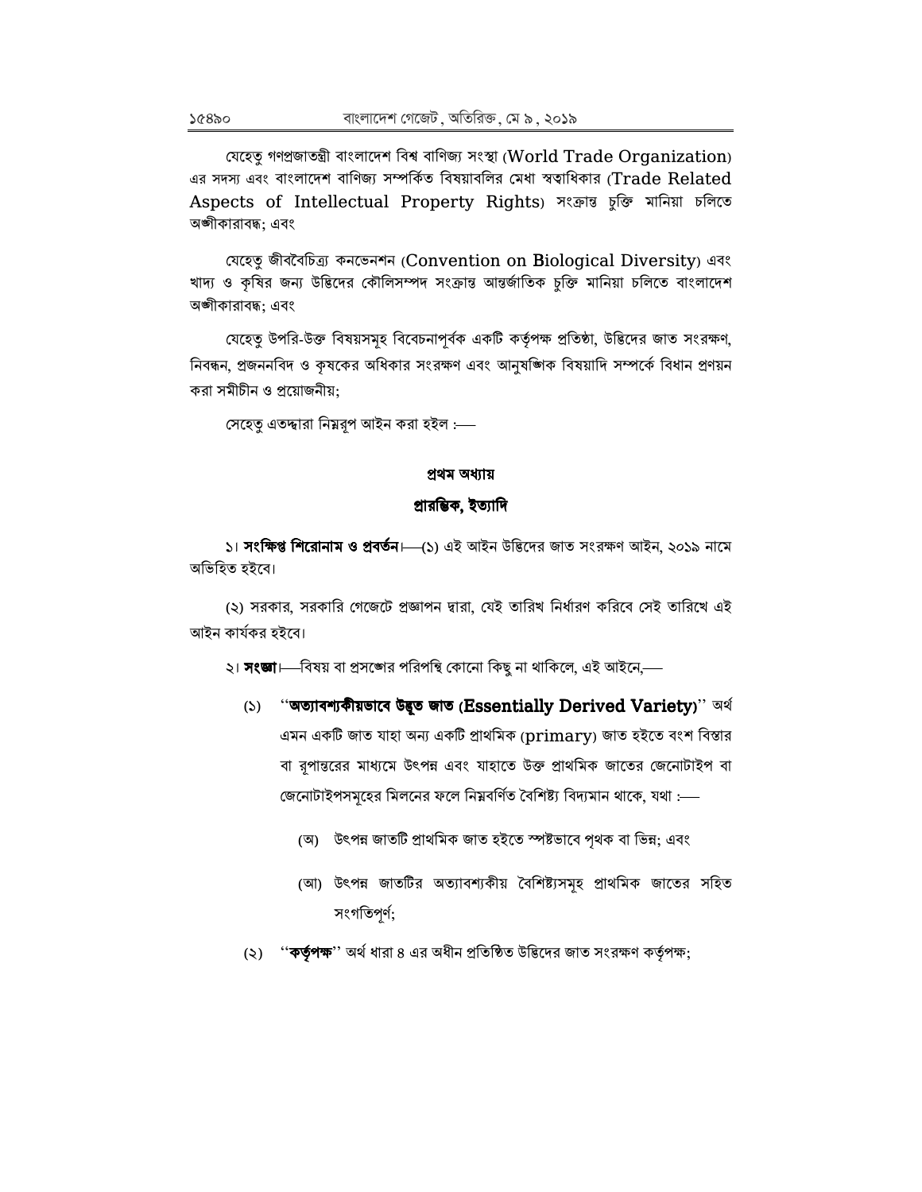যেহেতু গণপ্রজাতন্ত্রী বাংলাদেশ বিশ্ব বাণিজ্য সংস্থা (World Trade Organization) এর সদস্য এবং বাংলাদেশ বাণিজ্য সম্পর্কিত বিষয়াবলির মেধা স্বত্বাধিকার (Trade Related Aspects of Intellectual Property Rights) সংক্রান্ত চুক্তি মানিয়া চলিতে অঙ্গীকারাবদ্ধ; এবং

যেহেতু জীববৈচিত্র্য কনভেনশন (Convention on Biological Diversity) এবং খাদ্য ও কৃষির জন্য উদ্ভিদের কৌলিসম্পদ সংক্রান্ত আন্তর্জাতিক চুক্তি মানিয়া চলিতে বাংলাদেশ অঙ্গীকারাবদ্ধ; এবং

যেহেতু উপরি-উক্ত বিষয়সমূহ বিবেচনাপূর্বক একটি কর্তৃপক্ষ প্রতিষ্ঠা, উদ্ভিদের জাত সংরক্ষণ, নিবন্ধন, প্রজননবিদ ও কৃষকের অধিকার সংরক্ষণ এবং আনুষঙ্গিক বিষয়াদি সম্পর্কে বিধান প্রণয়ন করা সমীচীন ও প্রয়োজনীয়;

সেহেতু এতদ্দ্বারা নিম্নরূপ আইন করা হইল :—

## প্রথম অধ্যায়

## প্রারম্ভিক, ইত্যাদি

১। **সংক্ষিপ্ত শিরোনাম ও প্রবর্তন**।—(১) এই আইন উদ্ভিদের জাত সংরক্ষণ আইন, ২০১৯ নামে অভিহিত হইবে।

(২) সরকার, সরকারি গেজেটে প্রজ্ঞাপন দ্বারা, যেই তারিখ নির্ধারণ করিবে সেই তারিখে এই আইন কার্যকর হইবে।

২। **সংজ্ঞা**।—বিষয় বা প্রসঙ্গের পরিপন্থি কোনো কিছু না থাকিলে, এই আইনে,—

(১) ''**অত্যাবশ্যকীয়ভাবে উদ্ভূত জাত (Essentially Derived Variety)**'' অর্থ এমন একটি জাত যাহা অন্য একটি প্রাথমিক (primary) জাত হইতে বংশ বিস্তার বা রূপান্তরের মাধ্যমে উৎপন্ন এবং যাহাতে উক্ত প্রাথমিক জাতের জেনোটাইপ বা জেনোটাইপসমূহের মিলনের ফলে নিম্নবর্ণিত বৈশিষ্ট্য বিদ্যমান থাকে, যথা :—

(অ) উৎপন্ন জাতটি প্রাথমিক জাত হইতে স্পষ্টভাবে পৃথক বা ভিন্ন; এবং

(আ) উৎপন্ন জাতটির অত্যাবশ্যকীয় বৈশিষ্ট্যসমূহ প্রাথমিক জাতের সহিত সংগতিপূর্ণ;

(২) ''**কর্তৃপক্ষ**'' অর্থ ধারা ৪ এর অধীন প্রতিষ্ঠিত উদ্ভিদের জাত সংরক্ষণ কর্তৃপক্ষ;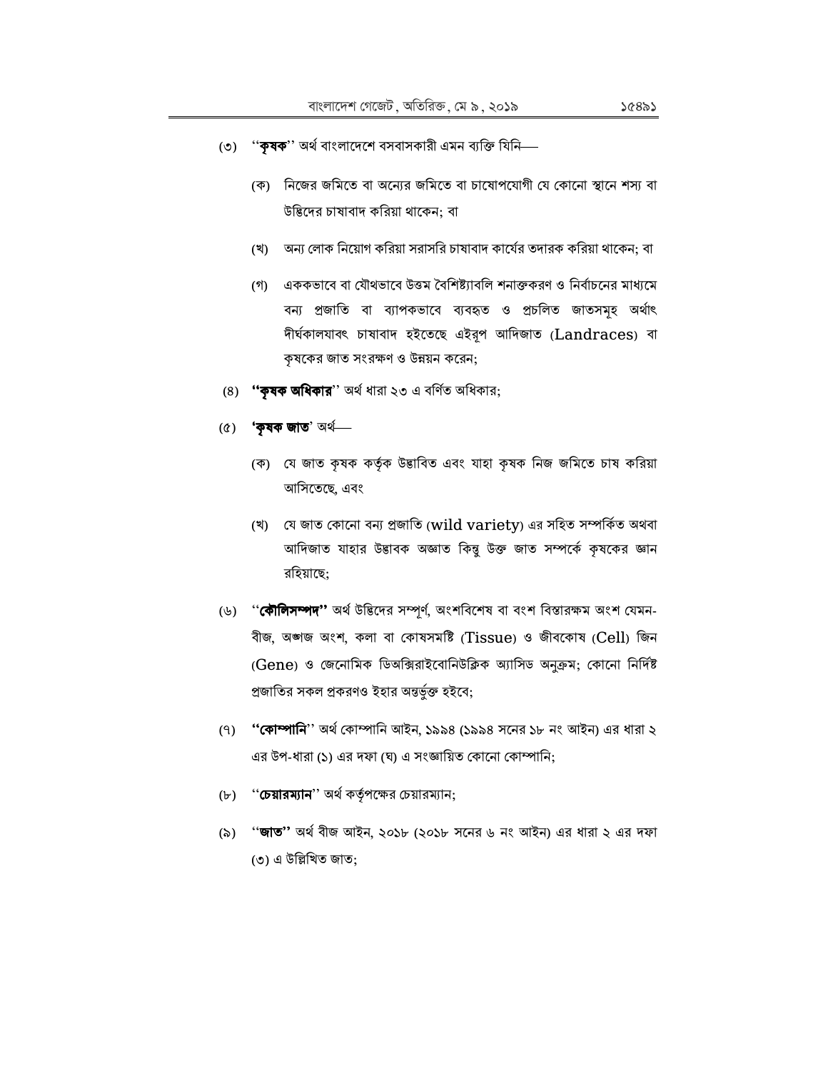(৩) ''**কৃষক**'' অর্থ বাংলাদেশে বসবাসকারী এমন ব্যক্তি যিনি—

(ক) নিজের জমিতে বা অন্যের জমিতে বা চাষোপযোগী যে কোনো স্থানে শস্য বা উদ্ভিদের চাষাবাদ করিয়া থাকেন; বা

(খ) অন্য লোক নিয়োগ করিয়া সরাসরি চাষাবাদ কার্যের তদারক করিয়া থাকেন; বা

(গ) এককভাবে বা যৌথভাবে উত্তম বৈশিষ্ট্যাবলি শনাক্তকরণ ও নির্বাচনের মাধ্যমে বন্য প্রজাতি বা ব্যাপকভাবে ব্যবহৃত ও প্রচলিত জাতসমূহ অর্থাৎ দীর্ঘকালযাবৎ চাষাবাদ হইতেছে এইরূপ আদিজাত (Landraces) বা কৃষকের জাত সংরক্ষণ ও উন্নয়ন করেন;

(৪) **''কৃষক অধিকার**'' অর্থ ধারা ২৩ এ বর্ণিত অধিকার;

(৫) **'কৃষক জাত**' অর্থ—

(ক) যে জাত কৃষক কর্তৃক উদ্ভাবিত এবং যাহা কৃষক নিজ জমিতে চাষ করিয়া আসিতেছে, এবং

(খ) যে জাত কোনো বন্য প্রজাতি (wild variety) এর সহিত সম্পর্কিত অথবা আদিজাত যাহার উদ্ভাবক অজ্ঞাত কিন্তু উক্ত জাত সম্পর্কে কৃষকের জ্ঞান রহিয়াছে;

(৬) ''**কৌলিসম্পদ''** অর্থ উদ্ভিদের সম্পূর্ণ, অংশবিশেষ বা বংশ বিস্তারক্ষম অংশ যেমন- বীজ, অঙ্গজ অংশ, কলা বা কোষসমষ্টি (Tissue) ও জীবকোষ (Cell) জিন (Gene) ও জেনোমিক ডিঅক্সিরাইবোনিউক্লিক অ্যাসিড অনুক্রম; কোনো নির্দিষ্ট প্রজাতির সকল প্রকরণও ইহার অন্তর্ভুক্ত হইবে;

(৭) **''কোম্পানি**'' অর্থ কোম্পানি আইন, ১৯৯৪ (১৯৯৪ সনের ১৮ নং আইন) এর ধারা ২ এর উপ-ধারা (১) এর দফা (ঘ) এ সংজ্ঞায়িত কোনো কোম্পানি;

(৮) ''**চেয়ারম্যান**'' অর্থ কর্তৃপক্ষের চেয়ারম্যান;

(৯) ''**জাত''** অর্থ বীজ আইন, ২০১৮ (২০১৮ সনের ৬ নং আইন) এর ধারা ২ এর দফা (৩) এ উল্লিখিত জাত;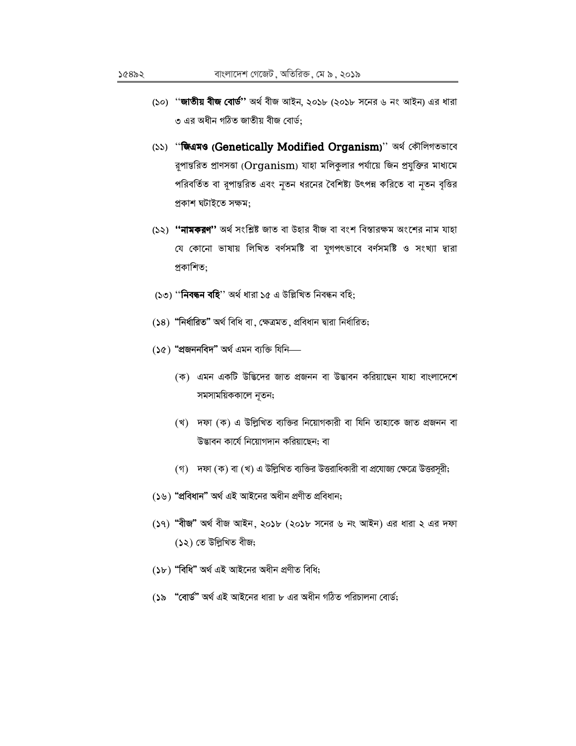(১০) ''**জাতীয় বীজ বোর্ড**'' অর্থ বীজ আইন, ২০১৮ (২০১৮ সনের ৬ নং আইন) এর ধারা ৩ এর অধীন গঠিত জাতীয় বীজ বোর্ড;

(১১) ''**জিএমও (Genetically Modified Organism)**'' অর্থ কৌলিগতভাবে রূপান্তরিত প্রাণসত্তা (Organism) যাহা মলিকুলার পর্যায়ে জিন প্রযুক্তির মাধ্যমে পরিবর্তিত বা রূপান্তরিত এবং নূতন ধরনের বৈশিষ্ট্য উৎপন্ন করিতে বা নূতন বৃত্তির প্রকাশ ঘটাইতে সক্ষম;

(১২) **''নামকরণ''** অর্থ সংশ্লিষ্ট জাত বা উহার বীজ বা বংশ বিস্তারক্ষম অংশের নাম যাহা যে কোনো ভাষায় লিখিত বর্ণসমষ্টি বা যুগপৎভাবে বর্ণসমষ্টি ও সংখ্যা দ্বারা প্রকাশিত;

(১৩) ''**নিবন্ধন বহি**'' অর্থ ধারা ১৫ এ উল্লিখিত নিবন্ধন বহি;

(১৪) **"নির্ধারিত"** অর্থ বিধি বা, ক্ষেত্রমত, প্রবিধান দ্বারা নির্ধারিত;

(১৫) **"প্রজননবিদ"** অর্থ এমন ব্যক্তি যিনি—

(ক) এমন একটি উদ্ভিদের জাত প্রজনন বা উদ্ভাবন করিয়াছেন যাহা বাংলাদেশে সমসাময়িককালে নূতন;

(খ) দফা (ক) এ উল্লিখিত ব্যক্তির নিয়োগকারী বা যিনি তাহাকে জাত প্রজনন বা উদ্ভাবন কার্যে নিয়োগদান করিয়াছেন; বা

(গ) দফা (ক) বা (খ) এ উল্লিখিত ব্যক্তির উত্তরাধিকারী বা প্রযোজ্য ক্ষেত্রে উত্তরসূরী;

(১৬) **"প্রবিধান"** অর্থ এই আইনের অধীন প্রণীত প্রবিধান;

(১৭) **"বীজ"** অর্থ বীজ আইন, ২০১৮ (২০১৮ সনের ৬ নং আইন) এর ধারা ২ এর দফা (১২) তে উল্লিখিত বীজ;

(১৮) **"বিধি"** অর্থ এই আইনের অধীন প্রণীত বিধি;

(১৯ **"বোর্ড"** অর্থ এই আইনের ধারা ৮ এর অধীন গঠিত পরিচালনা বোর্ড;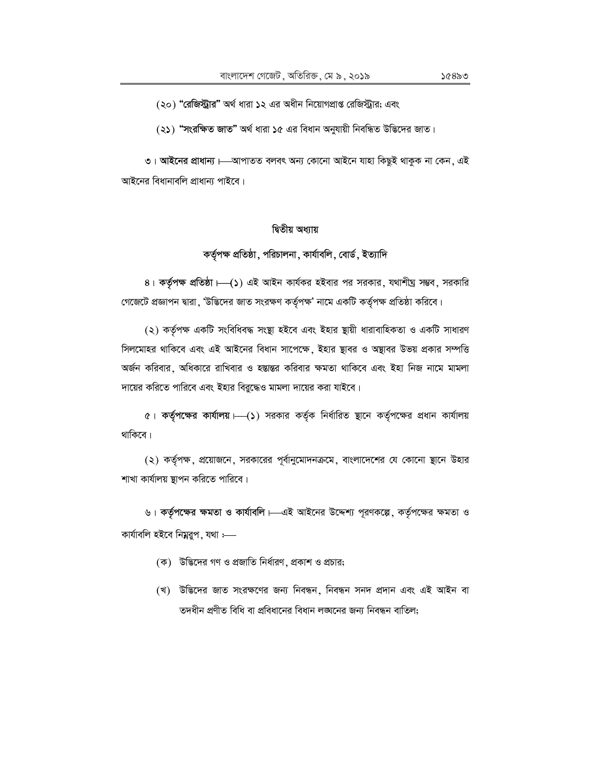(২০) **"রেজিস্ট্রার"** অর্থ ধারা **১২** এর অধীন নিয়োগপ্রাপ্ত রেজিস্ট্রার; এবং

(২১) **"সংরক্ষিত জাত"** অর্থ ধারা **১৫** এর বিধান অনুযায়ী নিবন্ধিত উদ্ভিদের জাত।

৩। **আইনের প্রাধান্য**।—আপাতত বলবৎ অন্য কোনো আইনে যাহা কিছুই থাকুক না কেন, এই আইনের বিধানাবলি প্রাধান্য পাইবে।

## দ্বিতীয় অধ্যায়

## কর্তৃপক্ষ প্রতিষ্ঠা, পরিচালনা, কার্যাবলি, বোর্ড, ইত্যাদি

৪। **কর্তৃপক্ষ প্রতিষ্ঠা**।—(১) এই আইন কার্যকর হইবার পর সরকার, যথাশীঘ্র সম্ভব, সরকারি গেজেটে প্রজ্ঞাপন দ্বারা, 'উদ্ভিদের জাত সংরক্ষণ কর্তৃপক্ষ' নামে একটি কর্তৃপক্ষ প্রতিষ্ঠা করিবে।

(২) কর্তৃপক্ষ একটি সংবিধিবদ্ধ সংস্থা হইবে এবং ইহার স্থায়ী ধারাবাহিকতা ও একটি সাধারণ সিলমোহর থাকিবে এবং এই আইনের বিধান সাপেক্ষে, ইহার স্থাবর ও অস্থাবর উভয় প্রকার সম্পত্তি অর্জন করিবার, অধিকারে রাখিবার ও হস্তান্তর করিবার ক্ষমতা থাকিবে এবং ইহা নিজ নামে মামলা দায়ের করিতে পারিবে এবং ইহার বিরুদ্ধেও মামলা দায়ের করা যাইবে।

৫। **কর্তৃপক্ষের কার্যালয়**।—(১) সরকার কর্তৃক নির্ধারিত স্থানে কর্তৃপক্ষের প্রধান কার্যালয় থাকিবে।

(২) কর্তৃপক্ষ, প্রয়োজনে, সরকারের পূর্বানুমোদনক্রমে, বাংলাদেশের যে কোনো স্থানে উহার শাখা কার্যালয় স্থাপন করিতে পারিবে।

৬। **কর্তৃপক্ষের ক্ষমতা ও কার্যাবলি**।—এই আইনের উদ্দেশ্য পূরণকল্পে, কর্তৃপক্ষের ক্ষমতা ও কার্যাবলি হইবে নিম্নরূপ, যথা :—

(ক) উদ্ভিদের গণ ও প্রজাতি নির্ধারণ, প্রকাশ ও প্রচার;

(খ) উদ্ভিদের জাত সংরক্ষণের জন্য নিবন্ধন, নিবন্ধন সনদ প্রদান এবং এই আইন বা তদধীন প্রণীত বিধি বা প্রবিধানের বিধান লঙ্ঘনের জন্য নিবন্ধন বাতিল;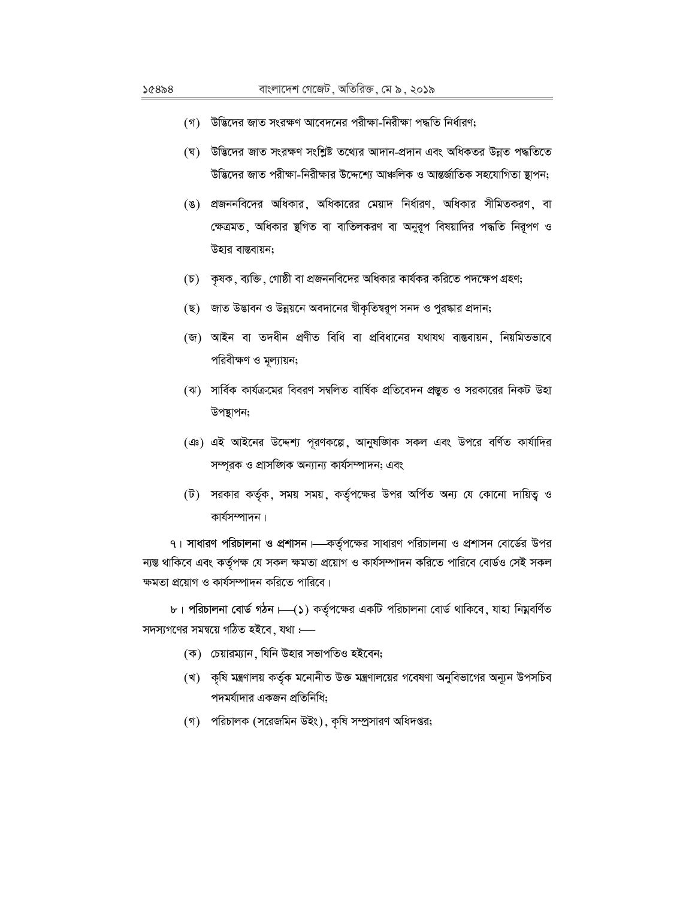(গ) উদ্ভিদের জাত সংরক্ষণ আবেদনের পরীক্ষা-নিরীক্ষা পদ্ধতি নির্ধারণ;

(ঘ) উদ্ভিদের জাত সংরক্ষণ সংশ্লিষ্ট তথ্যের আদান-প্রদান এবং অধিকতর উন্নত পদ্ধতিতে উদ্ভিদের জাত পরীক্ষা-নিরীক্ষার উদ্দেশ্যে আঞ্চলিক ও আন্তর্জাতিক সহযোগিতা স্থাপন;

(ঙ) প্রজননবিদের অধিকার, অধিকারের মেয়াদ নির্ধারণ, অধিকার সীমিতকরণ, বা ক্ষেত্রমত, অধিকার স্থগিত বা বাতিলকরণ বা অনুরূপ বিষয়াদির পদ্ধতি নিরূপণ ও উহার বাস্তবায়ন;

(চ) কৃষক, ব্যক্তি, গোষ্ঠী বা প্রজননবিদের অধিকার কার্যকর করিতে পদক্ষেপ গ্রহণ;

(ছ) জাত উদ্ভাবন ও উন্নয়নে অবদানের স্বীকৃতিস্বরূপ সনদ ও পুরস্কার প্রদান;

(জ) আইন বা তদধীন প্রণীত বিধি বা প্রবিধানের যথাযথ বাস্তবায়ন, নিয়মিতভাবে পরিবীক্ষণ ও মূল্যায়ন;

(ঝ) সার্বিক কার্যক্রমের বিবরণ সম্বলিত বার্ষিক প্রতিবেদন প্রস্তুত ও সরকারের নিকট উহা উপস্থাপন;

(ঞ) এই আইনের উদ্দেশ্য পূরণকল্পে, আনুষঙ্গিক সকল এবং উপরে বর্ণিত কার্যাদির সম্পূরক ও প্রাসঙ্গিক অন্যান্য কার্যসম্পাদন; এবং

(ট) সরকার কর্তৃক, সময় সময়, কর্তৃপক্ষের উপর অর্পিত অন্য যে কোনো দায়িত্ব ও কার্যসম্পাদন।

৭। **সাধারণ পরিচালনা ও প্রশাসন**।—কর্তৃপক্ষের সাধারণ পরিচালনা ও প্রশাসন বোর্ডের উপর ন্যস্ত থাকিবে এবং কর্তৃপক্ষ যে সকল ক্ষমতা প্রয়োগ ও কার্যসম্পাদন করিতে পারিবে বোর্ডও সেই সকল ক্ষমতা প্রয়োগ ও কার্যসম্পাদন করিতে পারিবে।

৮। **পরিচালনা বোর্ড গঠন**।—(১) কর্তৃপক্ষের একটি পরিচালনা বোর্ড থাকিবে, যাহা নিম্নবর্ণিত সদস্যগণের সমন্বয়ে গঠিত হইবে, যথা :—

(ক) চেয়ারম্যান, যিনি উহার সভাপতিও হইবেন;

(খ) কৃষি মন্ত্রণালয় কর্তৃক মনোনীত উক্ত মন্ত্রণালয়ের গবেষণা অনুবিভাগের অন্যূন উপসচিব পদমর্যাদার একজন প্রতিনিধি;

(গ) পরিচালক (সরেজমিন উইং), কৃষি সম্প্রসারণ অধিদপ্তর;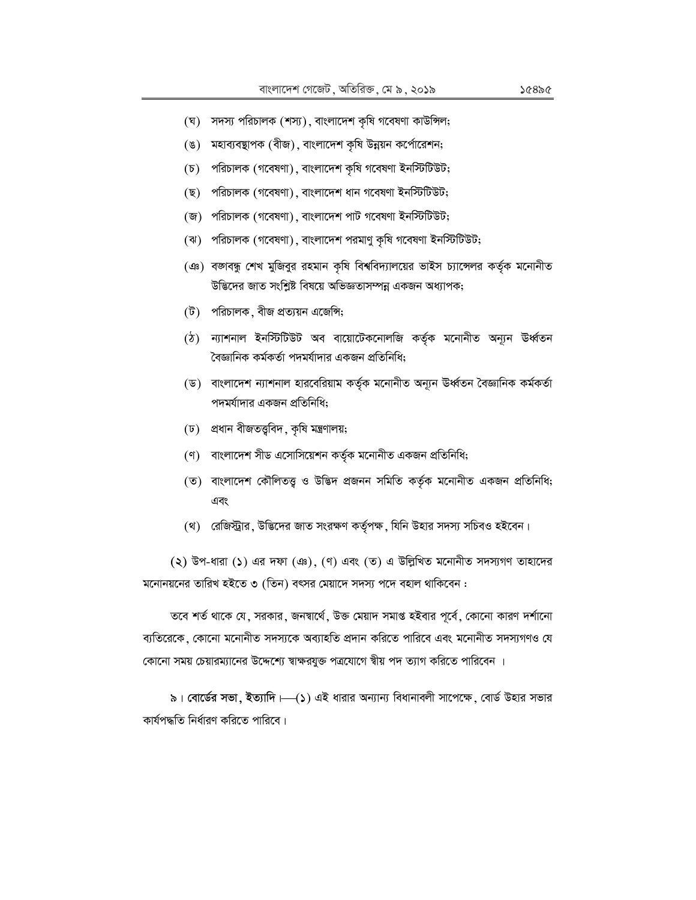(ঘ) সদস্য পরিচালক (শস্য), বাংলাদেশ কৃষি গবেষণা কাউন্সিল;

(ঙ) মহাব্যবস্থাপক (বীজ), বাংলাদেশ কৃষি উন্নয়ন কর্পোরেশন;

(চ) পরিচালক (গবেষণা), বাংলাদেশ কৃষি গবেষণা ইনস্টিটিউট;

(ছ) পরিচালক (গবেষণা), বাংলাদেশ ধান গবেষণা ইনস্টিটিউট;

(জ) পরিচালক (গবেষণা), বাংলাদেশ পাট গবেষণা ইনস্টিটিউট;

(ঝ) পরিচালক (গবেষণা), বাংলাদেশ পরমাণু কৃষি গবেষণা ইনস্টিটিউট;

(ঞ) বঙ্গবন্ধু শেখ মুজিবুর রহমান কৃষি বিশ্ববিদ্যালয়ের ভাইস চ্যান্সেলর কর্তৃক মনোনীত উদ্ভিদের জাত সংশ্লিষ্ট বিষয়ে অভিজ্ঞতাসম্পন্ন একজন অধ্যাপক;

(ট) পরিচালক, বীজ প্রত্যয়ন এজেন্সি;

(ঠ) ন্যাশনাল ইনস্টিটিউট অব বায়োটেকনোলজি কর্তৃক মনোনীত অন্যূন উর্ধ্বতন বৈজ্ঞানিক কর্মকর্তা পদমর্যাদার একজন প্রতিনিধি;

(ড) বাংলাদেশ ন্যাশনাল হারবেরিয়াম কর্তৃক মনোনীত অন্যূন উর্ধ্বতন বৈজ্ঞানিক কর্মকর্তা পদমর্যাদার একজন প্রতিনিধি;

(ঢ) প্রধান বীজতত্ত্ববিদ, কৃষি মন্ত্রণালয়;

(ণ) বাংলাদেশ সীড এসোসিয়েশন কর্তৃক মনোনীত একজন প্রতিনিধি;

(ত) বাংলাদেশ কৌলিতত্ত্ব ও উদ্ভিদ প্রজনন সমিতি কর্তৃক মনোনীত একজন প্রতিনিধি; এবং

(থ) রেজিস্ট্রার, উদ্ভিদের জাত সংরক্ষণ কর্তৃপক্ষ, যিনি উহার সদস্য সচিবও হইবেন।

(২) উপ-ধারা (১) এর দফা (ঞ), (ণ) এবং (ত) এ উল্লিখিত মনোনীত সদস্যগণ তাহাদের মনোনয়নের তারিখ হইতে ৩ (তিন) বৎসর মেয়াদে সদস্য পদে বহাল থাকিবেন :

তবে শর্ত থাকে যে, সরকার, জনস্বার্থে, উক্ত মেয়াদ সমাপ্ত হইবার পূর্বে, কোনো কারণ দর্শানো ব্যতিরেকে, কোনো মনোনীত সদস্যকে অব্যাহতি প্রদান করিতে পারিবে এবং মনোনীত সদস্যগণও যে কোনো সময় চেয়ারম্যানের উদ্দেশ্যে স্বাক্ষরযুক্ত পত্রযোগে স্বীয় পদ ত্যাগ করিতে পারিবেন ।

৯। **বোর্ডের সভা, ইত্যাদি**।—(১) এই ধারার অন্যান্য বিধানাবলী সাপেক্ষে, বোর্ড উহার সভার কার্যপদ্ধতি নির্ধারণ করিতে পারিবে।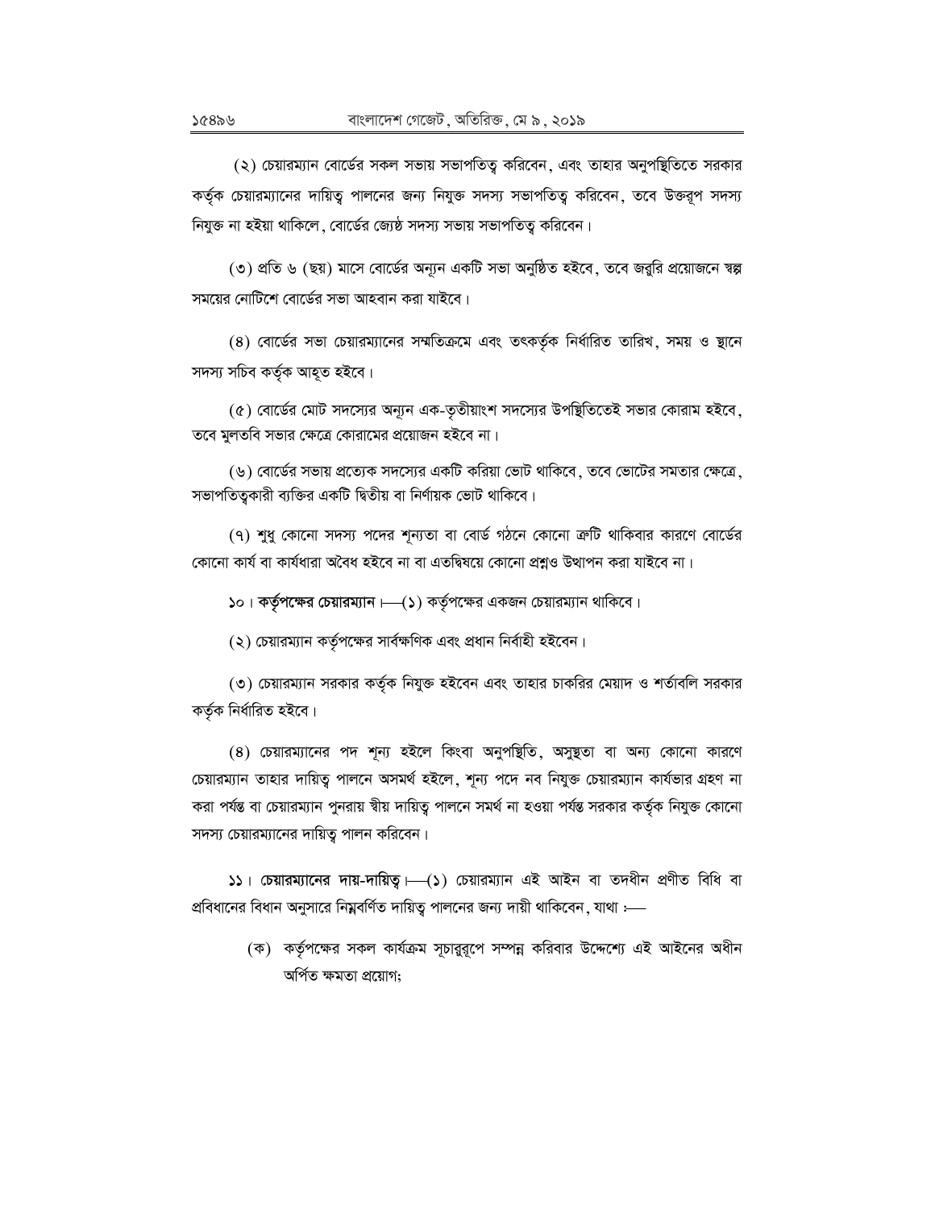(২) চেয়ারম্যান বোর্ডের সকল সভায় সভাপতিত্ব করিবেন, এবং তাহার অনুপস্থিতিতে সরকার কর্তৃক চেয়ারম্যানের দায়িত্ব পালনের জন্য নিযুক্ত সদস্য সভাপতিত্ব করিবেন, তবে উক্তরূপ সদস্য নিযুক্ত না হইয়া থাকিলে, বোর্ডের জ্যেষ্ঠ সদস্য সভায় সভাপতিত্ব করিবেন।

(৩) প্রতি ৬ (ছয়) মাসে বোর্ডের অন্যূন একটি সভা অনুষ্ঠিত হইবে, তবে জরুরি প্রয়োজনে স্বল্প সময়ের নোটিশে বোর্ডের সভা আহবান করা যাইবে।

(৪) বোর্ডের সভা চেয়ারম্যানের সম্মতিক্রমে এবং তৎকর্তৃক নির্ধারিত তারিখ, সময় ও স্থানে সদস্য সচিব কর্তৃক আহূত হইবে।

(৫) বোর্ডের মোট সদস্যের অন্যূন এক-তৃতীয়াংশ সদস্যের উপস্থিতিতেই সভার কোরাম হইবে, তবে মুলতবি সভার ক্ষেত্রে কোরামের প্রয়োজন হইবে না।

(৬) বোর্ডের সভায় প্রত্যেক সদস্যের একটি করিয়া ভোট থাকিবে, তবে ভোটের সমতার ক্ষেত্রে, সভাপতিত্বকারী ব্যক্তির একটি দ্বিতীয় বা নির্ণায়ক ভোট থাকিবে।

(৭) শুধু কোনো সদস্য পদের শূন্যতা বা বোর্ড গঠনে কোনো ত্রুটি থাকিবার কারণে বোর্ডের কোনো কার্য বা কার্যধারা অবৈধ হইবে না বা এতদ্বিষয়ে কোনো প্রশ্নও উত্থাপন করা যাইবে না।

১০। **কর্তৃপক্ষের চেয়ারম্যান**।—(১) কর্তৃপক্ষের একজন চেয়ারম্যান থাকিবে।

(২) চেয়ারম্যান কর্তৃপক্ষের সার্বক্ষণিক এবং প্রধান নির্বাহী হইবেন।

(৩) চেয়ারম্যান সরকার কর্তৃক নিযুক্ত হইবেন এবং তাহার চাকরির মেয়াদ ও শর্তাবলি সরকার কর্তৃক নির্ধারিত হইবে।

(৪) চেয়ারম্যানের পদ শূন্য হইলে কিংবা অনুপস্থিতি, অসুস্থতা বা অন্য কোনো কারণে চেয়ারম্যান তাহার দায়িত্ব পালনে অসমর্থ হইলে, শূন্য পদে নব নিযুক্ত চেয়ারম্যান কার্যভার গ্রহণ না করা পর্যন্ত বা চেয়ারম্যান পুনরায় স্বীয় দায়িত্ব পালনে সমর্থ না হওয়া পর্যন্ত সরকার কর্তৃক নিযুক্ত কোনো সদস্য চেয়ারম্যানের দায়িত্ব পালন করিবেন।

১১। **চেয়ারম্যানের দায়-দায়িত্ব**।—(১) চেয়ারম্যান এই আইন বা তদধীন প্রণীত বিধি বা প্রবিধানের বিধান অনুসারে নিম্নবর্ণিত দায়িত্ব পালনের জন্য দায়ী থাকিবেন, যাথা :—

(ক) কর্তৃপক্ষের সকল কার্যক্রম সূচারুরূপে সম্পন্ন করিবার উদ্দেশ্যে এই আইনের অধীন অর্পিত ক্ষমতা প্রয়োগ;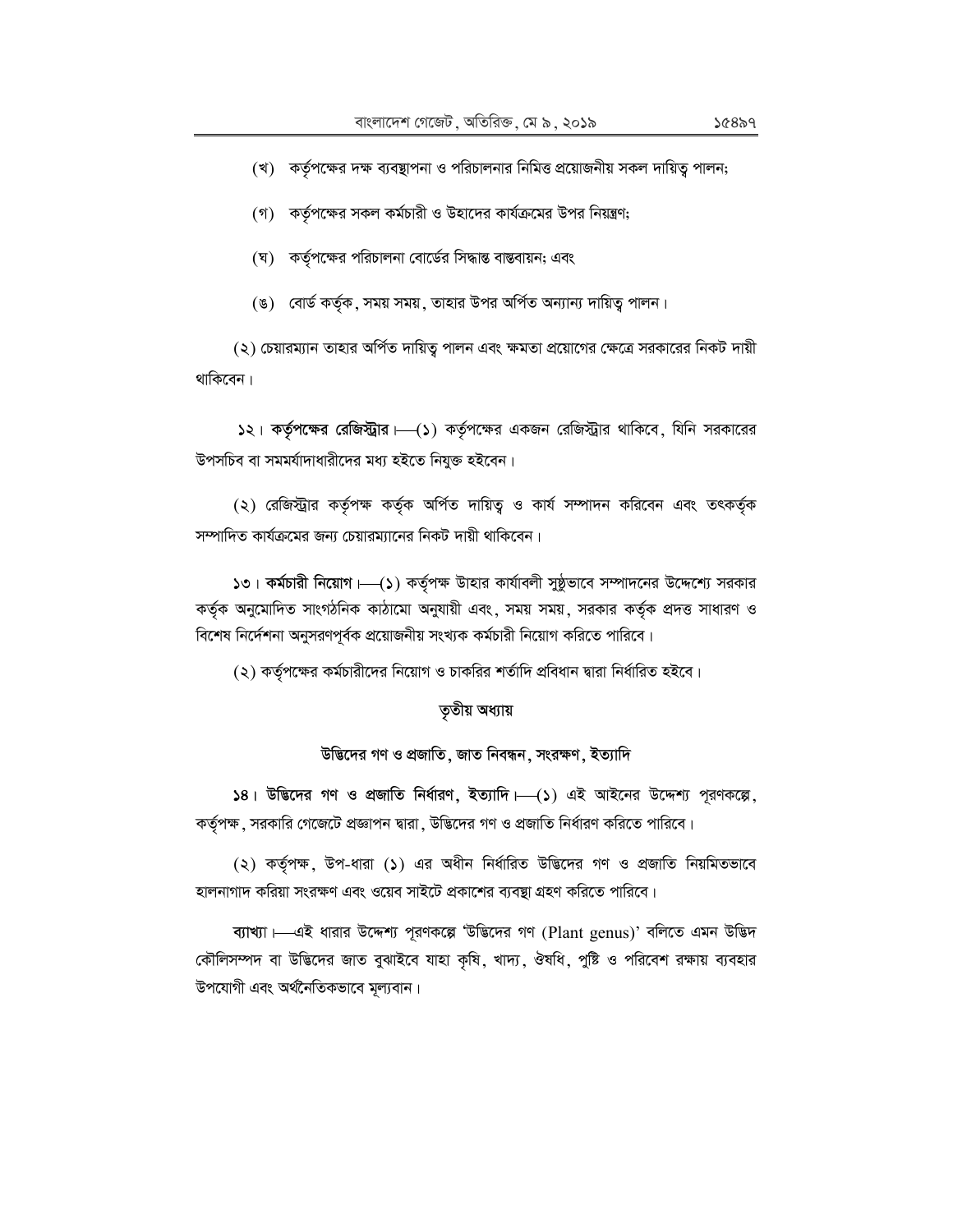(খ) কর্তৃপক্ষের দক্ষ ব্যবস্থাপনা ও পরিচালনার নিমিত্ত প্রয়োজনীয় সকল দায়িত্ব পালন;

(গ) কর্তৃপক্ষের সকল কর্মচারী ও উহাদের কার্যক্রমের উপর নিয়ন্ত্রণ;

(ঘ) কর্তৃপক্ষের পরিচালনা বোর্ডের সিদ্ধান্ত বাস্তবায়ন; এবং

(ঙ) বোর্ড কর্তৃক, সময় সময়, তাহার উপর অর্পিত অন্যান্য দায়িত্ব পালন।

(২) চেয়ারম্যান তাহার অর্পিত দায়িত্ব পালন এবং ক্ষমতা প্রয়োগের ক্ষেত্রে সরকারের নিকট দায়ী থাকিবেন।

১২। **কর্তৃপক্ষের রেজিস্ট্রার**।—(১) কর্তৃপক্ষের একজন রেজিস্ট্রার থাকিবে, যিনি সরকারের উপসচিব বা সমমর্যাদাধারীদের মধ্য হইতে নিযুক্ত হইবেন।

(২) রেজিস্ট্রার কর্তৃপক্ষ কর্তৃক অর্পিত দায়িত্ব ও কার্য সম্পাদন করিবেন এবং তৎকর্তৃক সম্পাদিত কার্যক্রমের জন্য চেয়ারম্যানের নিকট দায়ী থাকিবেন।

১৩। **কর্মচারী নিয়োগ**।—(১) কর্তৃপক্ষ উহার কার্যাবলী সুষ্ঠুভাবে সম্পাদনের উদ্দেশ্যে সরকার কর্তৃক অনুমোদিত সাংগঠনিক কাঠামো অনুযায়ী এবং, সময় সময়, সরকার কর্তৃক প্রদত্ত সাধারণ ও বিশেষ নির্দেশনা অনুসরণপূর্বক প্রয়োজনীয় সংখ্যক কর্মচারী নিয়োগ করিতে পারিবে।

(২) কর্তৃপক্ষের কর্মচারীদের নিয়োগ ও চাকরির শর্তাদি প্রবিধান দ্বারা নির্ধারিত হইবে।

## তৃতীয় অধ্যায়

## উদ্ভিদের গণ ও প্রজাতি, জাত নিবন্ধন, সংরক্ষণ, ইত্যাদি

১৪। **উদ্ভিদের গণ ও প্রজাতি নির্ধারণ, ইত্যাদি**।—(১) এই আইনের উদ্দেশ্য পূরণকল্পে, কর্তৃপক্ষ, সরকারি গেজেটে প্রজ্ঞাপন দ্বারা, উদ্ভিদের গণ ও প্রজাতি নির্ধারণ করিতে পারিবে।

(২) কর্তৃপক্ষ, উপ-ধারা (১) এর অধীন নির্ধারিত উদ্ভিদের গণ ও প্রজাতি নিয়মিতভাবে হালনাগাদ করিয়া সংরক্ষণ এবং ওয়েব সাইটে প্রকাশের ব্যবস্থা গ্রহণ করিতে পারিবে।

**ব্যাখ্যা**।—এই ধারার উদ্দেশ্য পূরণকল্পে 'উদ্ভিদের গণ (Plant genus)' বলিতে এমন উদ্ভিদ কৌলিসম্পদ বা উদ্ভিদের জাত বুঝাইবে যাহা কৃষি, খাদ্য, ঔষধি, পুষ্টি ও পরিবেশ রক্ষায় ব্যবহার উপযোগী এবং অর্থনৈতিকভাবে মূল্যবান।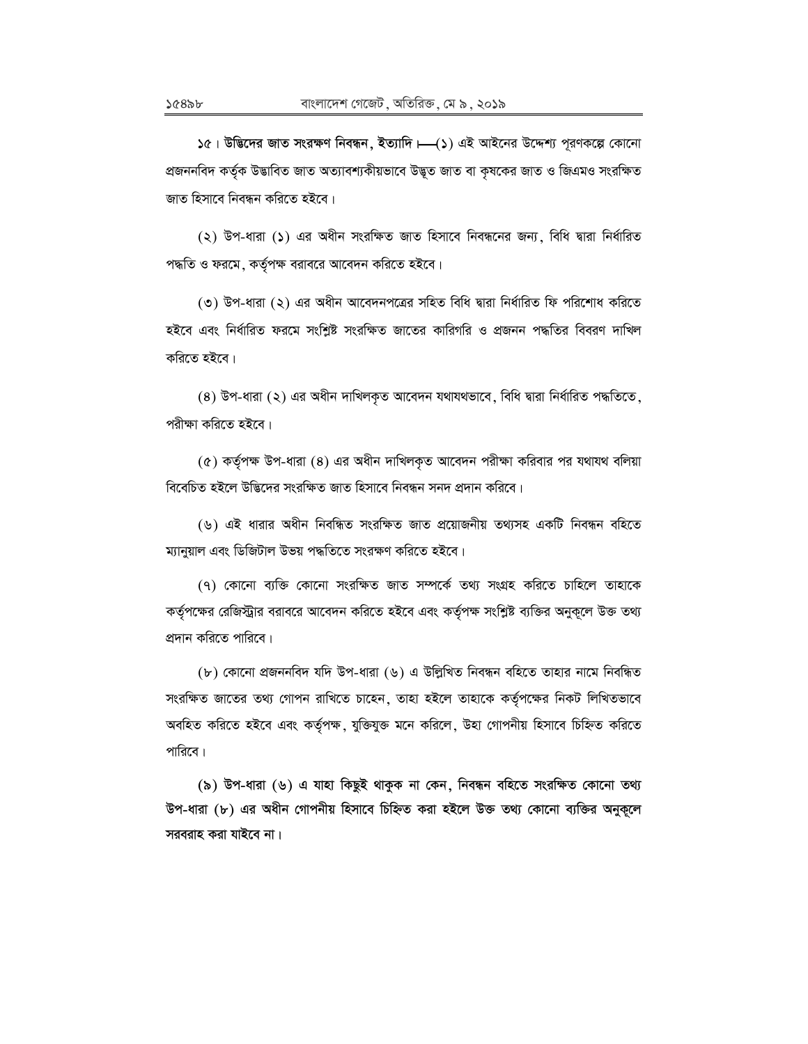**১৫। উদ্ভিদের জাত সংরক্ষণ নিবন্ধন, ইত্যাদি।**—(১) এই আইনের উদ্দেশ্য পূরণকল্পে কোনো প্রজননবিদ কর্তৃক উদ্ভাবিত জাত অত্যাবশ্যকীয়ভাবে উদ্ভূত জাত বা কৃষকের জাত ও জিএমও সংরক্ষিত জাত হিসাবে নিবন্ধন করিতে হইবে।

(২) উপ-ধারা (১) এর অধীন সংরক্ষিত জাত হিসাবে নিবন্ধনের জন্য, বিধি দ্বারা নির্ধারিত পদ্ধতি ও ফরমে, কর্তৃপক্ষ বরাবরে আবেদন করিতে হইবে।

(৩) উপ-ধারা (২) এর অধীন আবেদনপত্রের সহিত বিধি দ্বারা নির্ধারিত ফি পরিশোধ করিতে হইবে এবং নির্ধারিত ফরমে সংশ্লিষ্ট সংরক্ষিত জাতের কারিগরি ও প্রজনন পদ্ধতির বিবরণ দাখিল করিতে হইবে।

(৪) উপ-ধারা (২) এর অধীন দাখিলকৃত আবেদন যথাযথভাবে, বিধি দ্বারা নির্ধারিত পদ্ধতিতে, পরীক্ষা করিতে হইবে।

(৫) কর্তৃপক্ষ উপ-ধারা (৪) এর অধীন দাখিলকৃত আবেদন পরীক্ষা করিবার পর যথাযথ বলিয়া বিবেচিত হইলে উদ্ভিদের সংরক্ষিত জাত হিসাবে নিবন্ধন সনদ প্রদান করিবে।

(৬) এই ধারার অধীন নিবন্ধিত সংরক্ষিত জাত প্রয়োজনীয় তথ্যসহ একটি নিবন্ধন বহিতে ম্যানুয়াল এবং ডিজিটাল উভয় পদ্ধতিতে সংরক্ষণ করিতে হইবে।

(৭) কোনো ব্যক্তি কোনো সংরক্ষিত জাত সম্পর্কে তথ্য সংগ্রহ করিতে চাহিলে তাহাকে কর্তৃপক্ষের রেজিস্ট্রার বরাবরে আবেদন করিতে হইবে এবং কর্তৃপক্ষ সংশ্লিষ্ট ব্যক্তির অনুকূলে উক্ত তথ্য প্রদান করিতে পারিবে।

(৮) কোনো প্রজননবিদ যদি উপ-ধারা (৬) এ উল্লিখিত নিবন্ধন বহিতে তাহার নামে নিবন্ধিত সংরক্ষিত জাতের তথ্য গোপন রাখিতে চাহেন, তাহা হইলে তাহাকে কর্তৃপক্ষের নিকট লিখিতভাবে অবহিত করিতে হইবে এবং কর্তৃপক্ষ, যুক্তিযুক্ত মনে করিলে, উহা গোপনীয় হিসাবে চিহ্নিত করিতে পারিবে।

**(৯) উপ-ধারা (৬) এ যাহা কিছুই থাকুক না কেন, নিবন্ধন বহিতে সংরক্ষিত কোনো তথ্য উপ-ধারা (৮) এর অধীন গোপনীয় হিসাবে চিহ্নিত করা হইলে উক্ত তথ্য কোনো ব্যক্তির অনুকূলে সরবরাহ করা যাইবে না।**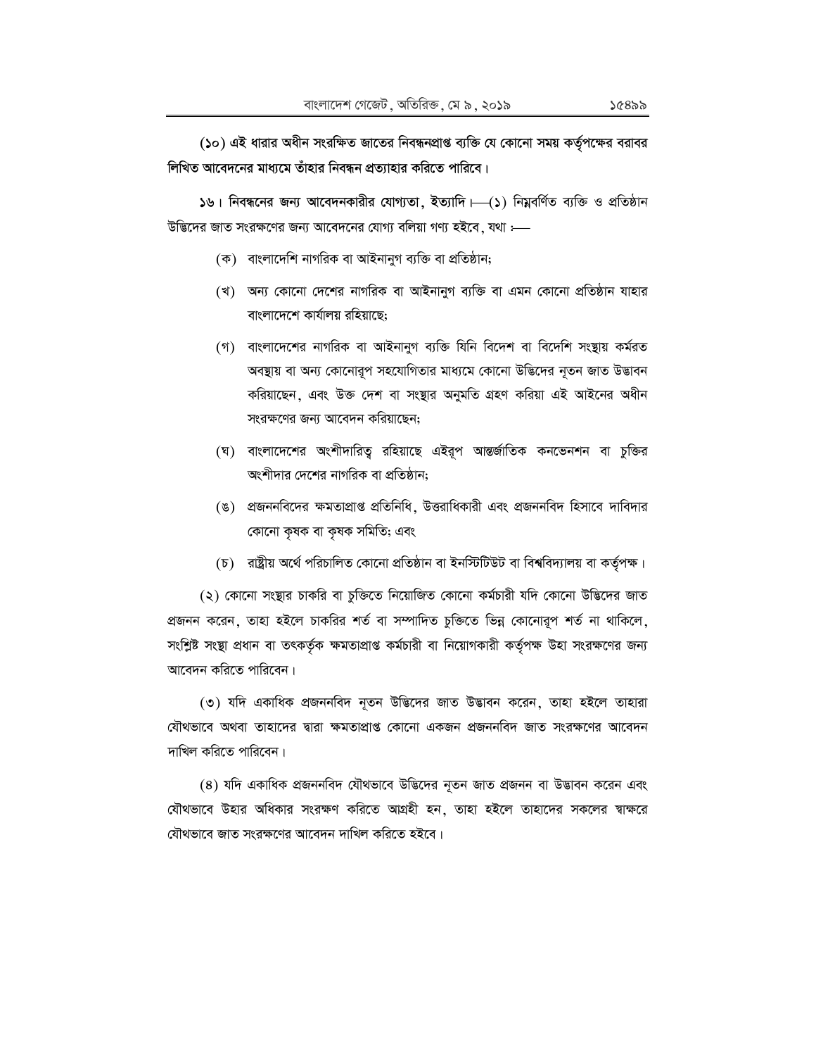**(১০) এই ধারার অধীন সংরক্ষিত জাতের নিবন্ধনপ্রাপ্ত ব্যক্তি যে কোনো সময় কর্তৃপক্ষের বরাবর লিখিত আবেদনের মাধ্যমে তাঁহার নিবন্ধন প্রত্যাহার করিতে পারিবে।**

**১৬। নিবন্ধনের জন্য আবেদনকারীর যোগ্যতা, ইত্যাদি।**—(১) নিম্নবর্ণিত ব্যক্তি ও প্রতিষ্ঠান উদ্ভিদের জাত সংরক্ষণের জন্য আবেদনের যোগ্য বলিয়া গণ্য হইবে, যথা :—

(ক) বাংলাদেশি নাগরিক বা আইনানুগ ব্যক্তি বা প্রতিষ্ঠান;

(খ) অন্য কোনো দেশের নাগরিক বা আইনানুগ ব্যক্তি বা এমন কোনো প্রতিষ্ঠান যাহার বাংলাদেশে কার্যালয় রহিয়াছে;

(গ) বাংলাদেশের নাগরিক বা আইনানুগ ব্যক্তি যিনি বিদেশ বা বিদেশি সংস্থায় কর্মরত অবস্থায় বা অন্য কোনোরূপ সহযোগিতার মাধ্যমে কোনো উদ্ভিদের নূতন জাত উদ্ভাবন করিয়াছেন, এবং উক্ত দেশ বা সংস্থার অনুমতি গ্রহণ করিয়া এই আইনের অধীন সংরক্ষণের জন্য আবেদন করিয়াছেন;

(ঘ) বাংলাদেশের অংশীদারিত্ব রহিয়াছে এইরূপ আন্তর্জাতিক কনভেনশন বা চুক্তির অংশীদার দেশের নাগরিক বা প্রতিষ্ঠান;

(ঙ) প্রজননবিদের ক্ষমতাপ্রাপ্ত প্রতিনিধি, উত্তরাধিকারী এবং প্রজননবিদ হিসাবে দাবিদার কোনো কৃষক বা কৃষক সমিতি; এবং

(চ) রাষ্ট্রীয় অর্থে পরিচালিত কোনো প্রতিষ্ঠান বা ইনস্টিটিউট বা বিশ্ববিদ্যালয় বা কর্তৃপক্ষ।

(২) কোনো সংস্থার চাকরি বা চুক্তিতে নিয়োজিত কোনো কর্মচারী যদি কোনো উদ্ভিদের জাত প্রজনন করেন, তাহা হইলে চাকরির শর্ত বা সম্পাদিত চুক্তিতে ভিন্ন কোনোরূপ শর্ত না থাকিলে, সংশ্লিষ্ট সংস্থা প্রধান বা তৎকর্তৃক ক্ষমতাপ্রাপ্ত কর্মচারী বা নিয়োগকারী কর্তৃপক্ষ উহা সংরক্ষণের জন্য আবেদন করিতে পারিবেন।

(৩) যদি একাধিক প্রজননবিদ নূতন উদ্ভিদের জাত উদ্ভাবন করেন, তাহা হইলে তাহারা যৌথভাবে অথবা তাহাদের দ্বারা ক্ষমতাপ্রাপ্ত কোনো একজন প্রজননবিদ জাত সংরক্ষণের আবেদন দাখিল করিতে পারিবেন।

(৪) যদি একাধিক প্রজননবিদ যৌথভাবে উদ্ভিদের নূতন জাত প্রজনন বা উদ্ভাবন করেন এবং যৌথভাবে উহার অধিকার সংরক্ষণ করিতে আগ্রহী হন, তাহা হইলে তাহাদের সকলের স্বাক্ষরে যৌথভাবে জাত সংরক্ষণের আবেদন দাখিল করিতে হইবে।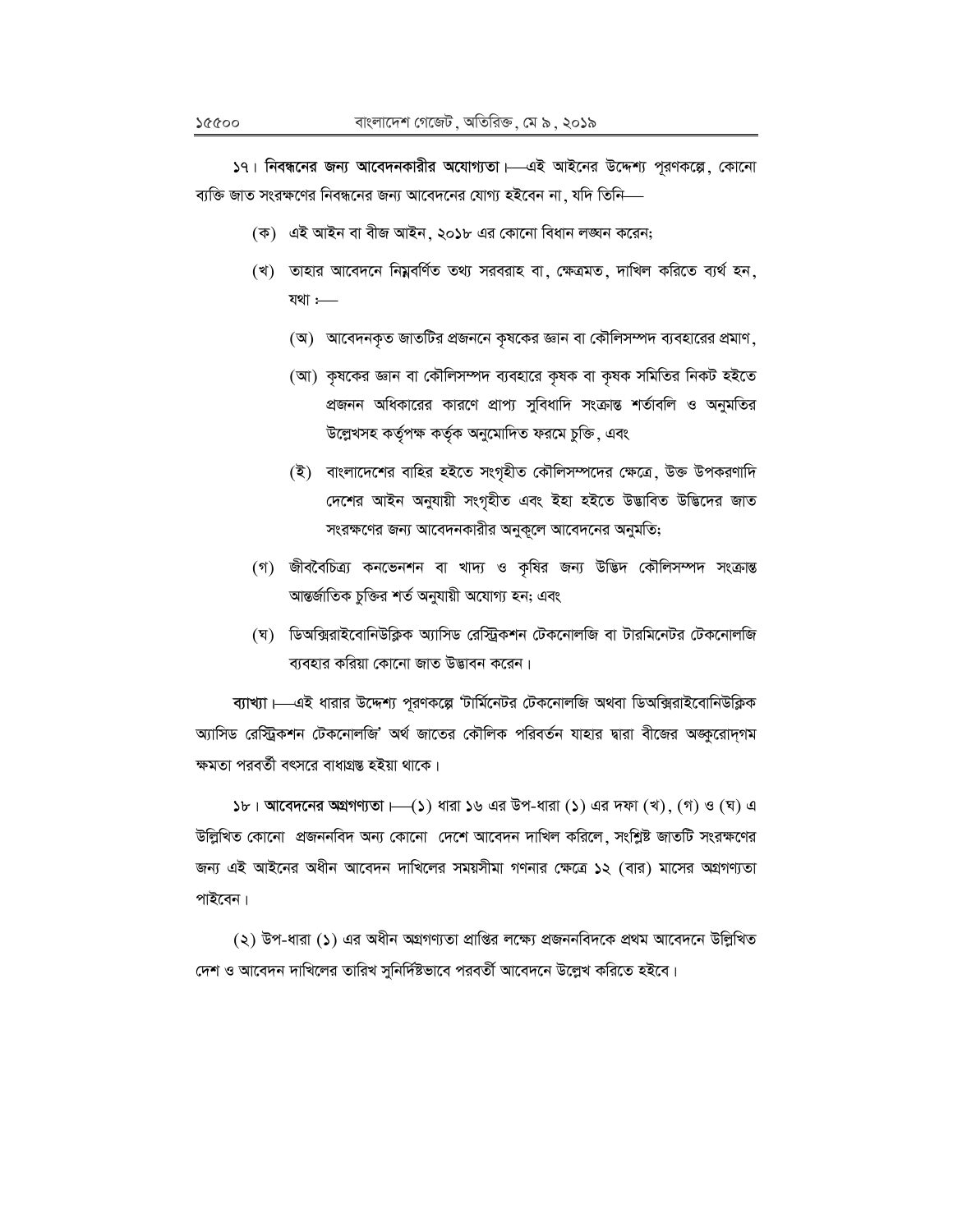**১৭। নিবন্ধনের জন্য আবেদনকারীর অযোগ্যতা।**—এই আইনের উদ্দেশ্য পূরণকল্পে, কোনো ব্যক্তি জাত সংরক্ষণের নিবন্ধনের জন্য আবেদনের যোগ্য হইবেন না, যদি তিনি—

(ক) এই আইন বা বীজ আইন, ২০১৮ এর কোনো বিধান লঙ্ঘন করেন;

(খ) তাহার আবেদনে নিম্নবর্ণিত তথ্য সরবরাহ বা, ক্ষেত্রমত, দাখিল করিতে ব্যর্থ হন, যথা :—

(অ) আবেদনকৃত জাতটির প্রজননে কৃষকের জ্ঞান বা কৌলিসম্পদ ব্যবহারের প্রমাণ,

(আ) কৃষকের জ্ঞান বা কৌলিসম্পদ ব্যবহারে কৃষক বা কৃষক সমিতির নিকট হইতে প্রজনন অধিকারের কারণে প্রাপ্য সুবিধাদি সংক্রান্ত শর্তাবলি ও অনুমতির উল্লেখসহ কর্তৃপক্ষ কর্তৃক অনুমোদিত ফরমে চুক্তি, এবং

(ই) বাংলাদেশের বাহির হইতে সংগৃহীত কৌলিসম্পদের ক্ষেত্রে, উক্ত উপকরণাদি দেশের আইন অনুযায়ী সংগৃহীত এবং ইহা হইতে উদ্ভাবিত উদ্ভিদের জাত সংরক্ষণের জন্য আবেদনকারীর অনুকূলে আবেদনের অনুমতি;

(গ) জীববৈচিত্র্য কনভেনশন বা খাদ্য ও কৃষির জন্য উদ্ভিদ কৌলিসম্পদ সংক্রান্ত আন্তর্জাতিক চুক্তির শর্ত অনুযায়ী অযোগ্য হন; এবং

(ঘ) ডিঅক্সিরাইবোনিউক্লিক অ্যাসিড রেস্ট্রিকশন টেকনোলজি বা টারমিনেটর টেকনোলজি ব্যবহার করিয়া কোনো জাত উদ্ভাবন করেন।

**ব্যাখ্যা।**—এই ধারার উদ্দেশ্য পূরণকল্পে 'টার্মিনেটর টেকনোলজি অথবা ডিঅক্সিরাইবোনিউক্লিক অ্যাসিড রেস্ট্রিকশন টেকনোলজি' অর্থ জাতের কৌলিক পরিবর্তন যাহার দ্বারা বীজের অঙ্কুরোদ্গম ক্ষমতা পরবর্তী বৎসরে বাধাগ্রস্ত হইয়া থাকে।

**১৮। আবেদনের অগ্রগণ্যতা।**—(১) ধারা ১৬ এর উপ-ধারা (১) এর দফা (খ), (গ) ও (ঘ) এ উল্লিখিত কোনো প্রজননবিদ অন্য কোনো দেশে আবেদন দাখিল করিলে, সংশ্লিষ্ট জাতটি সংরক্ষণের জন্য এই আইনের অধীন আবেদন দাখিলের সময়সীমা গণনার ক্ষেত্রে ১২ (বার) মাসের অগ্রগণ্যতা পাইবেন।

(২) উপ-ধারা (১) এর অধীন অগ্রগণ্যতা প্রাপ্তির লক্ষ্যে প্রজননবিদকে প্রথম আবেদনে উল্লিখিত দেশ ও আবেদন দাখিলের তারিখ সুনির্দিষ্টভাবে পরবর্তী আবেদনে উল্লেখ করিতে হইবে।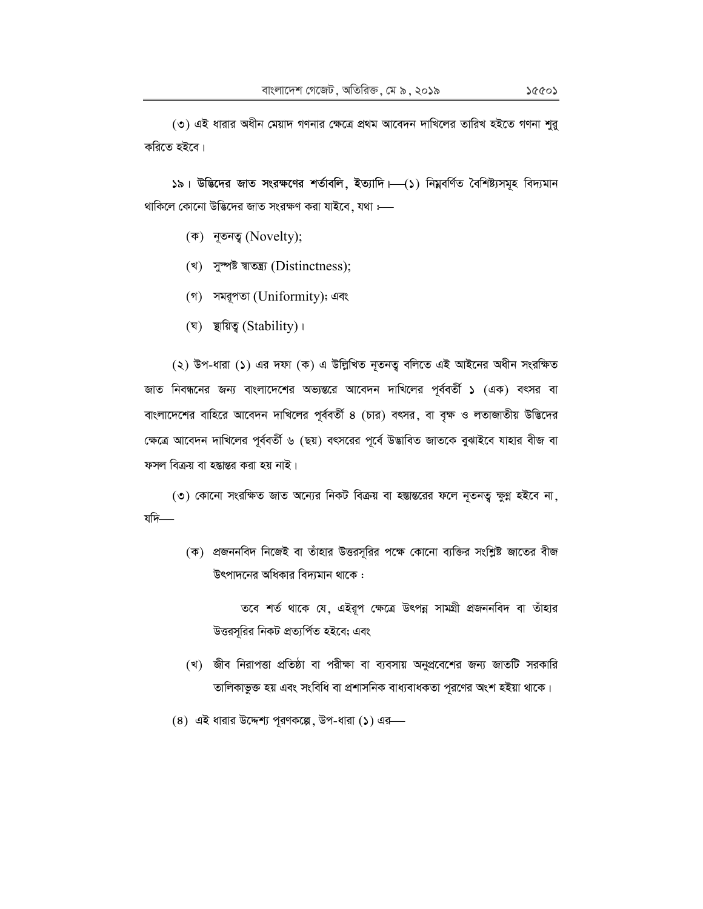(৩) এই ধারার অধীন মেয়াদ গণনার ক্ষেত্রে প্রথম আবেদন দাখিলের তারিখ হইতে গণনা শুরু করিতে হইবে।

**১৯। উদ্ভিদের জাত সংরক্ষণের শর্তাবলি, ইত্যাদি।**—(১) নিম্নবর্ণিত বৈশিষ্ট্যসমূহ বিদ্যমান থাকিলে কোনো উদ্ভিদের জাত সংরক্ষণ করা যাইবে, যথা :—

(ক) নূতনত্ব (Novelty);

(খ) সুস্পষ্ট স্বাতন্ত্র্য (Distinctness);

(গ) সমরূপতা (Uniformity); এবং

(ঘ) স্থায়িত্ব (Stability)।

(২) উপ-ধারা (১) এর দফা (ক) এ উল্লিখিত নূতনত্ব বলিতে এই আইনের অধীন সংরক্ষিত জাত নিবন্ধনের জন্য বাংলাদেশের অভ্যন্তরে আবেদন দাখিলের পূর্ববর্তী ১ (এক) বৎসর বা বাংলাদেশের বাহিরে আবেদন দাখিলের পূর্ববর্তী ৪ (চার) বৎসর, বা বৃক্ষ ও লতাজাতীয় উদ্ভিদের ক্ষেত্রে আবেদন দাখিলের পূর্ববর্তী ৬ (ছয়) বৎসরের পূর্বে উদ্ভাবিত জাতকে বুঝাইবে যাহার বীজ বা ফসল বিক্রয় বা হস্তান্তর করা হয় নাই।

(৩) কোনো সংরক্ষিত জাত অন্যের নিকট বিক্রয় বা হস্তান্তরের ফলে নূতনত্ব ক্ষুণ্ন হইবে না, যদি—

(ক) প্রজননবিদ নিজেই বা তাঁহার উত্তরসূরির পক্ষে কোনো ব্যক্তির সংশ্লিষ্ট জাতের বীজ উৎপাদনের অধিকার বিদ্যমান থাকে :

তবে শর্ত থাকে যে, এইরূপ ক্ষেত্রে উৎপন্ন সামগ্রী প্রজননবিদ বা তাঁহার উত্তরসূরির নিকট প্রত্যর্পিত হইবে; এবং

(খ) জীব নিরাপত্তা প্রতিষ্ঠা বা পরীক্ষা বা ব্যবসায় অনুপ্রবেশের জন্য জাতটি সরকারি তালিকাভুক্ত হয় এবং সংবিধি বা প্রশাসনিক বাধ্যবাধকতা পূরণের অংশ হইয়া থাকে।

(৪) এই ধারার উদ্দেশ্য পূরণকল্পে, উপ-ধারা (১) এর—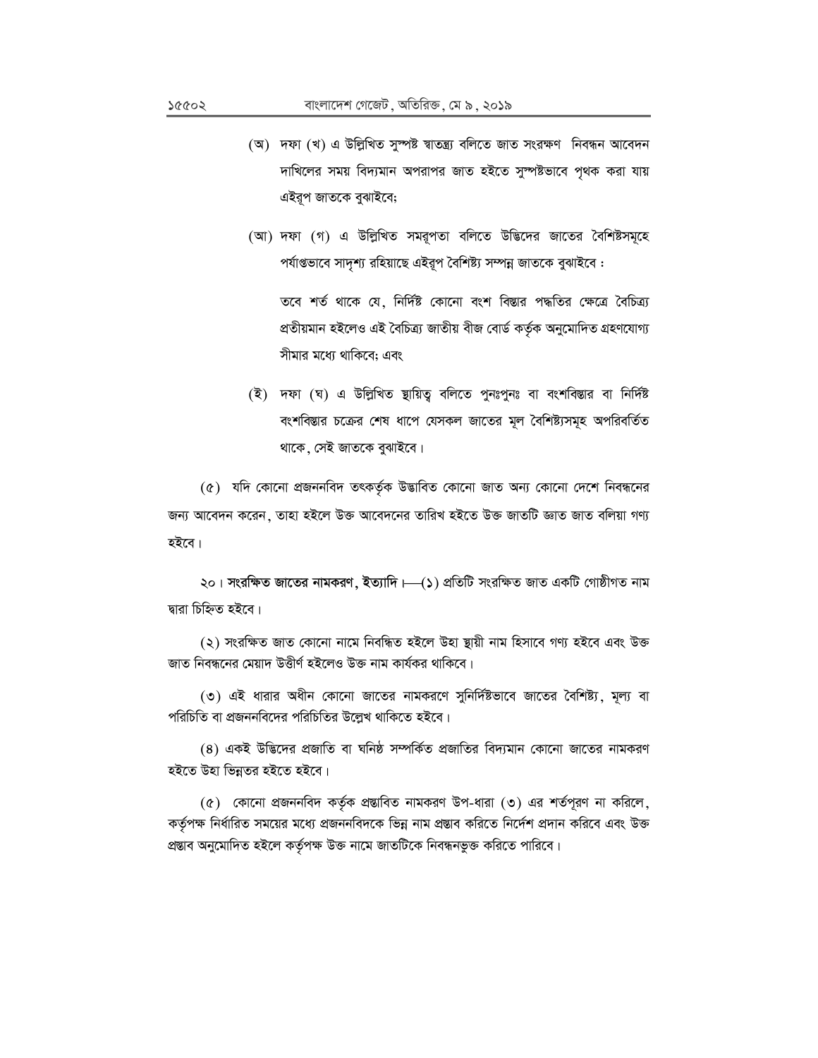(অ) দফা (খ) এ উল্লিখিত সুস্পষ্ট স্বাতন্ত্র্য বলিতে জাত সংরক্ষণ নিবন্ধন আবেদন দাখিলের সময় বিদ্যমান অপরাপর জাত হইতে সুস্পষ্টভাবে পৃথক করা যায় এইরূপ জাতকে বুঝাইবে;

(আ) দফা (গ) এ উল্লিখিত সমরূপতা বলিতে উদ্ভিদের জাতের বৈশিষ্টসমূহে পর্যাপ্তভাবে সাদৃশ্য রহিয়াছে এইরূপ বৈশিষ্ট্য সম্পন্ন জাতকে বুঝাইবে :

তবে শর্ত থাকে যে, নির্দিষ্ট কোনো বংশ বিস্তার পদ্ধতির ক্ষেত্রে বৈচিত্র্য প্রতীয়মান হইলেও এই বৈচিত্র্য জাতীয় বীজ বোর্ড কর্তৃক অনুমোদিত গ্রহণযোগ্য সীমার মধ্যে থাকিবে; এবং

(ই) দফা (ঘ) এ উল্লিখিত স্থায়িত্ব বলিতে পুনঃপুনঃ বা বংশবিস্তার বা নির্দিষ্ট বংশবিস্তার চক্রের শেষ ধাপে যেসকল জাতের মূল বৈশিষ্ট্যসমূহ অপরিবর্তিত থাকে, সেই জাতকে বুঝাইবে।

(৫) যদি কোনো প্রজননবিদ তৎকর্তৃক উদ্ভাবিত কোনো জাত অন্য কোনো দেশে নিবন্ধনের জন্য আবেদন করেন, তাহা হইলে উক্ত আবেদনের তারিখ হইতে উক্ত জাতটি জ্ঞাত জাত বলিয়া গণ্য হইবে।

২০। **সংরক্ষিত জাতের নামকরণ, ইত্যাদি।—(১)** প্রতিটি সংরক্ষিত জাত একটি গোষ্ঠীগত নাম দ্বারা চিহ্নিত হইবে।

(২) সংরক্ষিত জাত কোনো নামে নিবন্ধিত হইলে উহা স্থায়ী নাম হিসাবে গণ্য হইবে এবং উক্ত জাত নিবন্ধনের মেয়াদ উত্তীর্ণ হইলেও উক্ত নাম কার্যকর থাকিবে।

(৩) এই ধারার অধীন কোনো জাতের নামকরণে সুনির্দিষ্টভাবে জাতের বৈশিষ্ট্য, মূল্য বা পরিচিতি বা প্রজননবিদের পরিচিতির উল্লেখ থাকিতে হইবে।

(৪) একই উদ্ভিদের প্রজাতি বা ঘনিষ্ঠ সম্পর্কিত প্রজাতির বিদ্যমান কোনো জাতের নামকরণ হইতে উহা ভিন্নতর হইতে হইবে।

(৫) কোনো প্রজননবিদ কর্তৃক প্রস্তাবিত নামকরণ উপ-ধারা (৩) এর শর্তপূরণ না করিলে, কর্তৃপক্ষ নির্ধারিত সময়ের মধ্যে প্রজননবিদকে ভিন্ন নাম প্রস্তাব করিতে নির্দেশ প্রদান করিবে এবং উক্ত প্রস্তাব অনুমোদিত হইলে কর্তৃপক্ষ উক্ত নামে জাতটিকে নিবন্ধনভুক্ত করিতে পারিবে।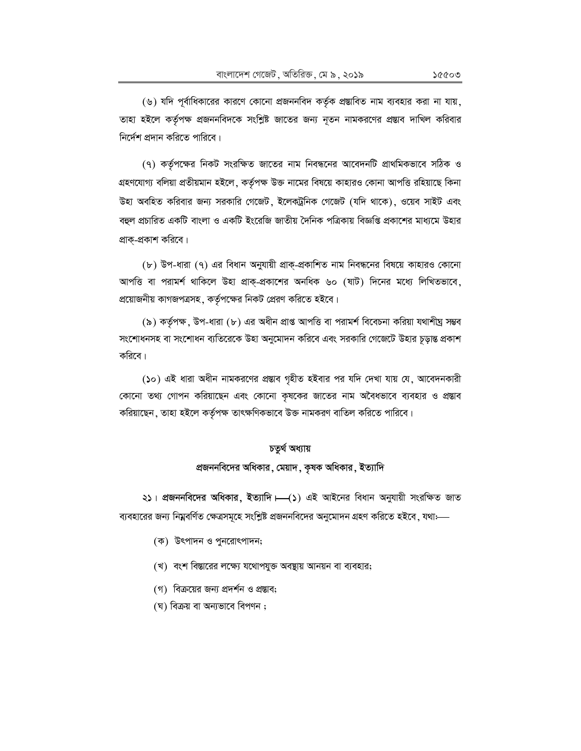(৬) যদি পূর্বাধিকারের কারণে কোনো প্রজননবিদ কর্তৃক প্রস্তাবিত নাম ব্যবহার করা না যায়, তাহা হইলে কর্তৃপক্ষ প্রজননবিদকে সংশ্লিষ্ট জাতের জন্য নূতন নামকরণের প্রস্তাব দাখিল করিবার নির্দেশ প্রদান করিতে পারিবে।

(৭) কর্তৃপক্ষের নিকট সংরক্ষিত জাতের নাম নিবন্ধনের আবেদনটি প্রাথমিকভাবে সঠিক ও গ্রহণযোগ্য বলিয়া প্রতীয়মান হইলে, কর্তৃপক্ষ উক্ত নামের বিষয়ে কাহারও কোনা আপত্তি রহিয়াছে কিনা উহা অবহিত করিবার জন্য সরকারি গেজেট, ইলেকট্রনিক গেজেট (যদি থাকে), ওয়েব সাইট এবং বহুল প্রচারিত একটি বাংলা ও একটি ইংরেজি জাতীয় দৈনিক পত্রিকায় বিজ্ঞপ্তি প্রকাশের মাধ্যমে উহার প্রাক্-প্রকাশ করিবে।

(৮) উপ-ধারা (৭) এর বিধান অনুযায়ী প্রাক্-প্রকাশিত নাম নিবন্ধনের বিষয়ে কাহারও কোনো আপত্তি বা পরামর্শ থাকিলে উহা প্রাক্-প্রকাশের অনধিক ৬০ (ষাট) দিনের মধ্যে লিখিতভাবে, প্রয়োজনীয় কাগজপত্রসহ, কর্তৃপক্ষের নিকট প্রেরণ করিতে হইবে।

(৯) কর্তৃপক্ষ, উপ-ধারা (৮) এর অধীন প্রাপ্ত আপত্তি বা পরামর্শ বিবেচনা করিয়া যথাশীঘ্র সম্ভব সংশোধনসহ বা সংশোধন ব্যতিরেকে উহা অনুমোদন করিবে এবং সরকারি গেজেটে উহার চূড়ান্ত প্রকাশ করিবে।

(১০) এই ধারা অধীন নামকরণের প্রস্তাব গৃহীত হইবার পর যদি দেখা যায় যে, আবেদনকারী কোনো তথ্য গোপন করিয়াছেন এবং কোনো কৃষকের জাতের নাম অবৈধভাবে ব্যবহার ও প্রস্তাব করিয়াছেন, তাহা হইলে কর্তৃপক্ষ তাৎক্ষণিকভাবে উক্ত নামকরণ বাতিল করিতে পারিবে।

## চতুর্থ অধ্যায়
## প্রজননবিদের অধিকার, মেয়াদ, কৃষক অধিকার, ইত্যাদি

**২১। প্রজননবিদের অধিকার, ইত্যাদি।**—(১) এই আইনের বিধান অনুযায়ী সংরক্ষিত জাত ব্যবহারের জন্য নিম্নবর্ণিত ক্ষেত্রসমূহে সংশ্লিষ্ট প্রজননবিদের অনুমোদন গ্রহণ করিতে হইবে, যথা:—

(ক) উৎপাদন ও পুনরোৎপাদন;

(খ) বংশ বিস্তারের লক্ষ্যে যথোপযুক্ত অবস্থায় আনয়ন বা ব্যবহার;

(গ) বিক্রয়ের জন্য প্রদর্শন ও প্রস্তাব;

(ঘ) বিক্রয় বা অন্যভাবে বিপণন ;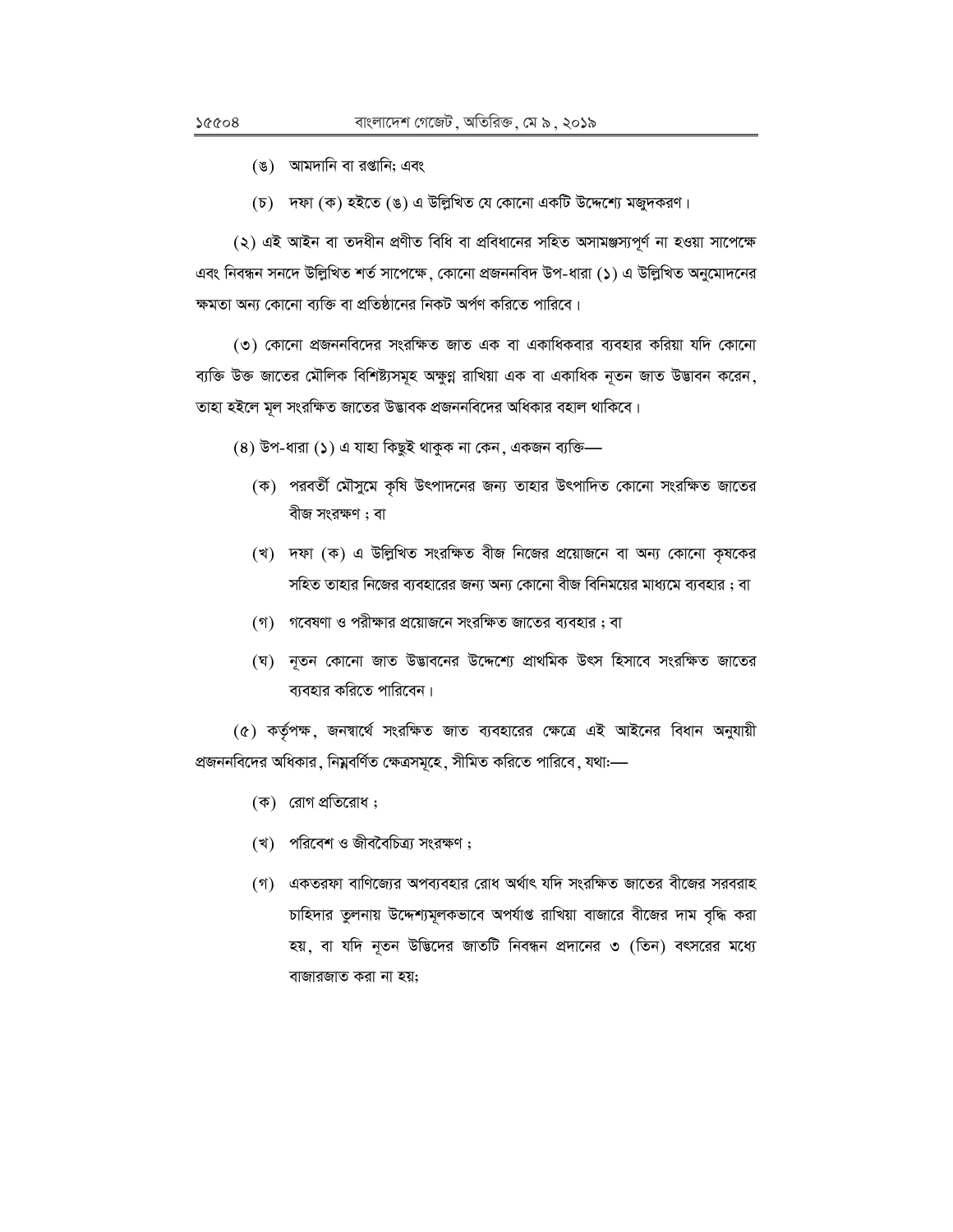(ঙ) আমদানি বা রপ্তানি; এবং

(চ) দফা (ক) হইতে (ঙ) এ উল্লিখিত যে কোনো একটি উদ্দেশ্যে মজুদকরণ।

(২) এই আইন বা তদধীন প্রণীত বিধি বা প্রবিধানের সহিত অসামঞ্জস্যপূর্ণ না হওয়া সাপেক্ষে এবং নিবন্ধন সনদে উল্লিখিত শর্ত সাপেক্ষে, কোনো প্রজননবিদ উপ-ধারা (১) এ উল্লিখিত অনুমোদনের ক্ষমতা অন্য কোনো ব্যক্তি বা প্রতিষ্ঠানের নিকট অর্পণ করিতে পারিবে।

(৩) কোনো প্রজননবিদের সংরক্ষিত জাত এক বা একাধিকবার ব্যবহার করিয়া যদি কোনো ব্যক্তি উক্ত জাতের মৌলিক বিশিষ্ট্যসমূহ অক্ষুণ্ন রাখিয়া এক বা একাধিক নূতন জাত উদ্ভাবন করেন, তাহা হইলে মূল সংরক্ষিত জাতের উদ্ভাবক প্রজননবিদের অধিকার বহাল থাকিবে।

(৪) উপ-ধারা (১) এ যাহা কিছুই থাকুক না কেন, একজন ব্যক্তি—

(ক) পরবর্তী মৌসুমে কৃষি উৎপাদনের জন্য তাহার উৎপাদিত কোনো সংরক্ষিত জাতের বীজ সংরক্ষণ ; বা

(খ) দফা (ক) এ উল্লিখিত সংরক্ষিত বীজ নিজের প্রয়োজনে বা অন্য কোনো কৃষকের সহিত তাহার নিজের ব্যবহারের জন্য অন্য কোনো বীজ বিনিময়ের মাধ্যমে ব্যবহার ; বা

(গ) গবেষণা ও পরীক্ষার প্রয়োজনে সংরক্ষিত জাতের ব্যবহার ; বা

(ঘ) নূতন কোনো জাত উদ্ভাবনের উদ্দেশ্যে প্রাথমিক উৎস হিসাবে সংরক্ষিত জাতের ব্যবহার করিতে পারিবেন।

(৫) কর্তৃপক্ষ, জনস্বার্থে সংরক্ষিত জাত ব্যবহারের ক্ষেত্রে এই আইনের বিধান অনুযায়ী প্রজননবিদের অধিকার, নিম্নবর্ণিত ক্ষেত্রসমূহে, সীমিত করিতে পারিবে, যথা:—

(ক) রোগ প্রতিরোধ ;

(খ) পরিবেশ ও জীববৈচিত্র্য সংরক্ষণ ;

(গ) একতরফা বাণিজ্যের অপব্যবহার রোধ অর্থাৎ যদি সংরক্ষিত জাতের বীজের সরবরাহ চাহিদার তুলনায় উদ্দেশ্যমূলকভাবে অপর্যাপ্ত রাখিয়া বাজারে বীজের দাম বৃদ্ধি করা হয়, বা যদি নূতন উদ্ভিদের জাতটি নিবন্ধন প্রদানের ৩ (তিন) বৎসরের মধ্যে বাজারজাত করা না হয়;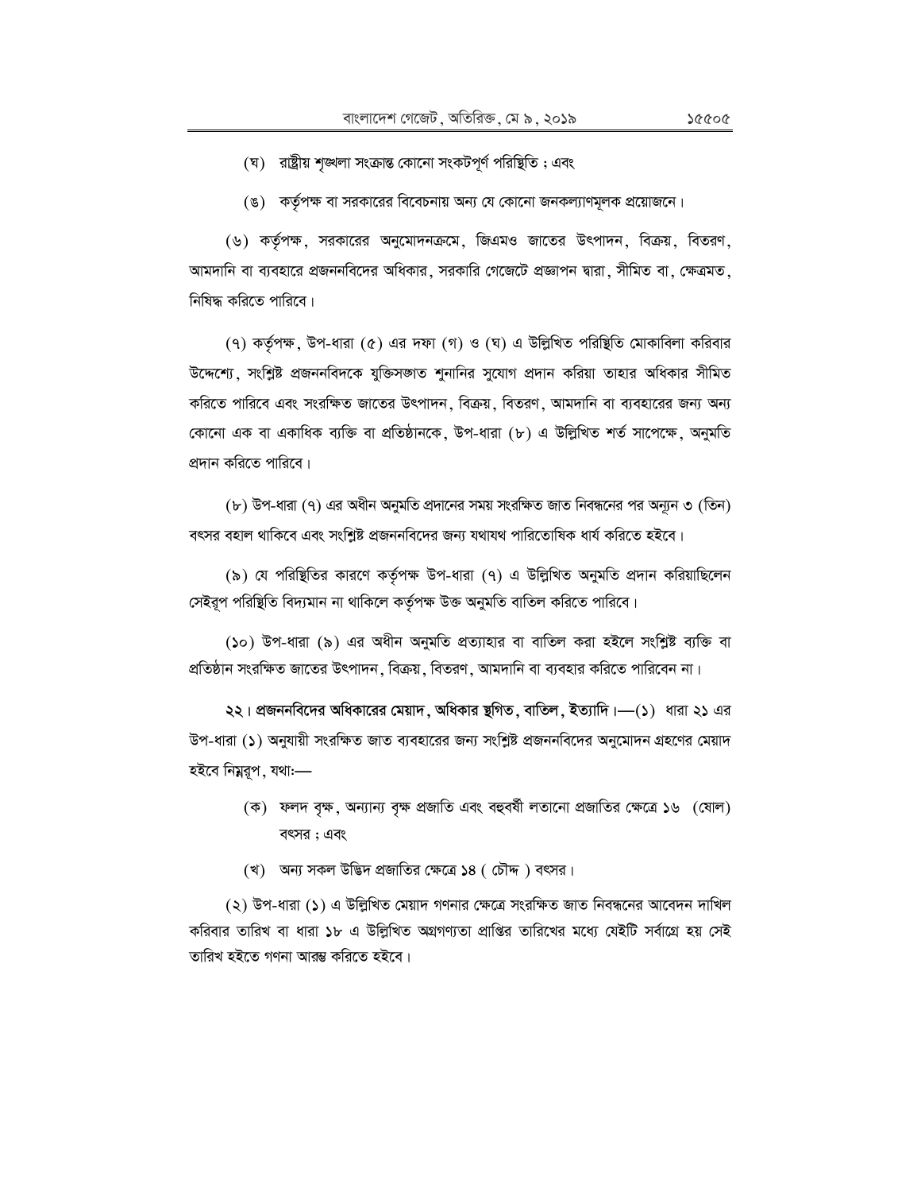(ঘ) রাষ্ট্রীয় শৃঙ্খলা সংক্রান্ত কোনো সংকটপূর্ণ পরিস্থিতি ; এবং

(ঙ) কর্তৃপক্ষ বা সরকারের বিবেচনায় অন্য যে কোনো জনকল্যাণমূলক প্রয়োজনে।

(৬) কর্তৃপক্ষ, সরকারের অনুমোদনক্রমে, জিএমও জাতের উৎপাদন, বিক্রয়, বিতরণ, আমদানি বা ব্যবহারে প্রজননবিদের অধিকার, সরকারি গেজেটে প্রজ্ঞাপন দ্বারা, সীমিত বা, ক্ষেত্রমত, নিষিদ্ধ করিতে পারিবে।

(৭) কর্তৃপক্ষ, উপ-ধারা (৫) এর দফা (গ) ও (ঘ) এ উল্লিখিত পরিস্থিতি মোকাবিলা করিবার উদ্দেশ্যে, সংশ্লিষ্ট প্রজননবিদকে যুক্তিসঙ্গত শুনানির সুযোগ প্রদান করিয়া তাহার অধিকার সীমিত করিতে পারিবে এবং সংরক্ষিত জাতের উৎপাদন, বিক্রয়, বিতরণ, আমদানি বা ব্যবহারের জন্য অন্য কোনো এক বা একাধিক ব্যক্তি বা প্রতিষ্ঠানকে, উপ-ধারা (৮) এ উল্লিখিত শর্ত সাপেক্ষে, অনুমতি প্রদান করিতে পারিবে।

(৮) উপ-ধারা (৭) এর অধীন অনুমতি প্রদানের সময় সংরক্ষিত জাত নিবন্ধনের পর অন্যূন ৩ (তিন) বৎসর বহাল থাকিবে এবং সংশ্লিষ্ট প্রজননবিদের জন্য যথাযথ পারিতোষিক ধার্য করিতে হইবে।

(৯) যে পরিস্থিতির কারণে কর্তৃপক্ষ উপ-ধারা (৭) এ উল্লিখিত অনুমতি প্রদান করিয়াছিলেন সেইরূপ পরিস্থিতি বিদ্যমান না থাকিলে কর্তৃপক্ষ উক্ত অনুমতি বাতিল করিতে পারিবে।

(১০) উপ-ধারা (৯) এর অধীন অনুমতি প্রত্যাহার বা বাতিল করা হইলে সংশ্লিষ্ট ব্যক্তি বা প্রতিষ্ঠান সংরক্ষিত জাতের উৎপাদন, বিক্রয়, বিতরণ, আমদানি বা ব্যবহার করিতে পারিবেন না।

**২২। প্রজননবিদের অধিকারের মেয়াদ, অধিকার স্থগিত, বাতিল, ইত্যাদি।**—(১) ধারা ২১ এর উপ-ধারা (১) অনুযায়ী সংরক্ষিত জাত ব্যবহারের জন্য সংশ্লিষ্ট প্রজননবিদের অনুমোদন গ্রহণের মেয়াদ হইবে নিম্নরূপ, যথাঃ—

(ক) ফলদ বৃক্ষ, অন্যান্য বৃক্ষ প্রজাতি এবং বহুবর্ষী লতানো প্রজাতির ক্ষেত্রে ১৬ (ষোল) বৎসর ; এবং

(খ) অন্য সকল উদ্ভিদ প্রজাতির ক্ষেত্রে ১৪ ( চৌদ্দ ) বৎসর।

(২) উপ-ধারা (১) এ উল্লিখিত মেয়াদ গণনার ক্ষেত্রে সংরক্ষিত জাত নিবন্ধনের আবেদন দাখিল করিবার তারিখ বা ধারা ১৮ এ উল্লিখিত অগ্রগণ্যতা প্রাপ্তির তারিখের মধ্যে যেইটি সর্বাগ্রে হয় সেই তারিখ হইতে গণনা আরম্ভ করিতে হইবে।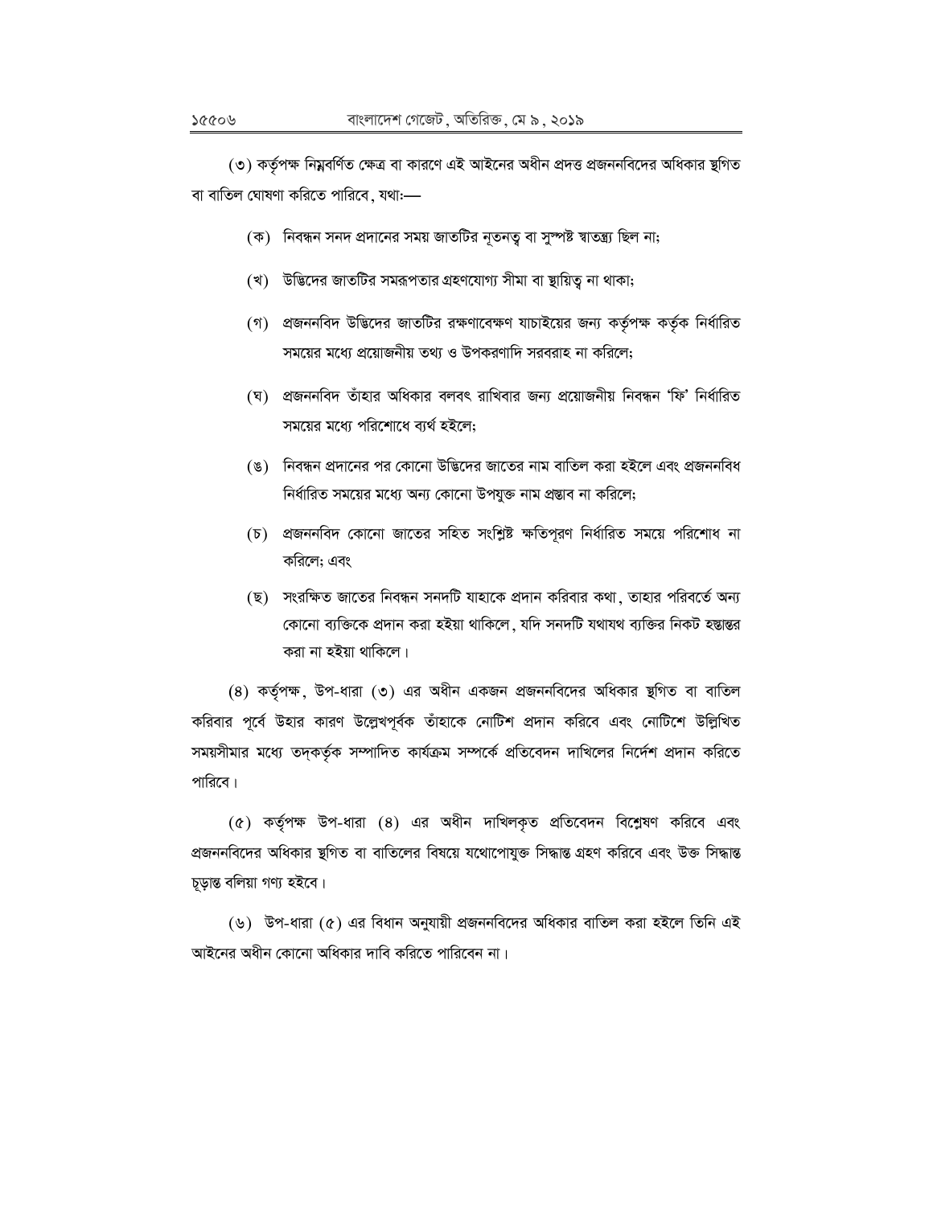(৩) কর্তৃপক্ষ নিম্নবর্ণিত ক্ষেত্র বা কারণে এই আইনের অধীন প্রদত্ত প্রজননবিদের অধিকার স্থগিত বা বাতিল ঘোষণা করিতে পারিবে, যথা:—

(ক) নিবন্ধন সনদ প্রদানের সময় জাতটির নূতনত্ব বা সুস্পষ্ট স্বাতন্ত্র্য ছিল না;

(খ) উদ্ভিদের জাতটির সমরূপতার গ্রহণযোগ্য সীমা বা স্থায়িত্ব না থাকা;

(গ) প্রজননবিদ উদ্ভিদের জাতটির রক্ষণাবেক্ষণ যাচাইয়ের জন্য কর্তৃপক্ষ কর্তৃক নির্ধারিত সময়ের মধ্যে প্রয়োজনীয় তথ্য ও উপকরণাদি সরবরাহ না করিলে;

(ঘ) প্রজননবিদ তাঁহার অধিকার বলবৎ রাখিবার জন্য প্রয়োজনীয় নিবন্ধন 'ফি' নির্ধারিত সময়ের মধ্যে পরিশোধে ব্যর্থ হইলে;

(ঙ) নিবন্ধন প্রদানের পর কোনো উদ্ভিদের জাতের নাম বাতিল করা হইলে এবং প্রজননবিধ নির্ধারিত সময়ের মধ্যে অন্য কোনো উপযুক্ত নাম প্রস্তাব না করিলে;

(চ) প্রজননবিদ কোনো জাতের সহিত সংশ্লিষ্ট ক্ষতিপূরণ নির্ধারিত সময়ে পরিশোধ না করিলে; এবং

(ছ) সংরক্ষিত জাতের নিবন্ধন সনদটি যাহাকে প্রদান করিবার কথা, তাহার পরিবর্তে অন্য কোনো ব্যক্তিকে প্রদান করা হইয়া থাকিলে, যদি সনদটি যথাযথ ব্যক্তির নিকট হস্তান্তর করা না হইয়া থাকিলে।

(৪) কর্তৃপক্ষ, উপ-ধারা (৩) এর অধীন একজন প্রজননবিদের অধিকার স্থগিত বা বাতিল করিবার পূর্বে উহার কারণ উল্লেখপূর্বক তাঁহাকে নোটিশ প্রদান করিবে এবং নোটিশে উল্লিখিত সময়সীমার মধ্যে তদ্‌কর্তৃক সম্পাদিত কার্যক্রম সম্পর্কে প্রতিবেদন দাখিলের নির্দেশ প্রদান করিতে পারিবে।

(৫) কর্তৃপক্ষ উপ-ধারা (৪) এর অধীন দাখিলকৃত প্রতিবেদন বিশ্লেষণ করিবে এবং প্রজননবিদের অধিকার স্থগিত বা বাতিলের বিষয়ে যথোপোযুক্ত সিদ্ধান্ত গ্রহণ করিবে এবং উক্ত সিদ্ধান্ত চূড়ান্ত বলিয়া গণ্য হইবে।

(৬) উপ-ধারা (৫) এর বিধান অনুযায়ী প্রজননবিদের অধিকার বাতিল করা হইলে তিনি এই আইনের অধীন কোনো অধিকার দাবি করিতে পারিবেন না।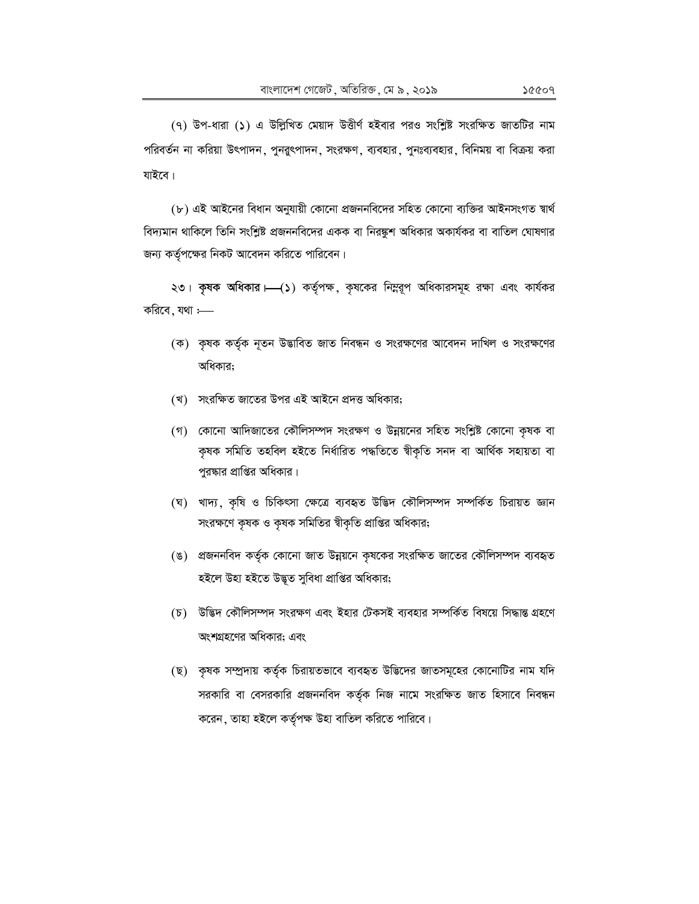(৭) উপ-ধারা (১) এ উল্লিখিত মেয়াদ উত্তীর্ণ হইবার পরও সংশ্লিষ্ট সংরক্ষিত জাতটির নাম পরিবর্তন না করিয়া উৎপাদন, পুনরুৎপাদন, সংরক্ষণ, ব্যবহার, পুনঃব্যবহার, বিনিময় বা বিক্রয় করা যাইবে।

(৮) এই আইনের বিধান অনুযায়ী কোনো প্রজননবিদের সহিত কোনো ব্যক্তির আইনসংগত স্বার্থ বিদ্যমান থাকিলে তিনি সংশ্লিষ্ট প্রজননবিদের একক বা নিরঙ্কুশ অধিকার অকার্যকর বা বাতিল ঘোষণার জন্য কর্তৃপক্ষের নিকট আবেদন করিতে পারিবেন।

২৩। **কৃষক অধিকার।—**(১) কর্তৃপক্ষ, কৃষকের নিম্নরূপ অধিকারসমূহ রক্ষা এবং কার্যকর করিবে, যথা :—

(ক) কৃষক কর্তৃক নূতন উদ্ভাবিত জাত নিবন্ধন ও সংরক্ষণের আবেদন দাখিল ও সংরক্ষণের অধিকার;

(খ) সংরক্ষিত জাতের উপর এই আইনে প্রদত্ত অধিকার;

(গ) কোনো আদিজাতের কৌলিসম্পদ সংরক্ষণ ও উন্নয়নের সহিত সংশ্লিষ্ট কোনো কৃষক বা কৃষক সমিতি তহবিল হইতে নির্ধারিত পদ্ধতিতে স্বীকৃতি সনদ বা আর্থিক সহায়তা বা পুরস্কার প্রাপ্তির অধিকার।

(ঘ) খাদ্য, কৃষি ও চিকিৎসা ক্ষেত্রে ব্যবহৃত উদ্ভিদ কৌলিসম্পদ সম্পর্কিত চিরায়ত জ্ঞান সংরক্ষণে কৃষক ও কৃষক সমিতির স্বীকৃতি প্রাপ্তির অধিকার;

(ঙ) প্রজননবিদ কর্তৃক কোনো জাত উন্নয়নে কৃষকের সংরক্ষিত জাতের কৌলিসম্পদ ব্যবহৃত হইলে উহা হইতে উদ্ভূত সুবিধা প্রাপ্তির অধিকার;

(চ) উদ্ভিদ কৌলিসম্পদ সংরক্ষণ এবং ইহার টেকসই ব্যবহার সম্পর্কিত বিষয়ে সিদ্ধান্ত গ্রহণে অংশগ্রহণের অধিকার; এবং

(ছ) কৃষক সম্প্রদায় কর্তৃক চিরায়তভাবে ব্যবহৃত উদ্ভিদের জাতসমূহের কোনোটির নাম যদি সরকারি বা বেসরকারি প্রজননবিদ কর্তৃক নিজ নামে সংরক্ষিত জাত হিসাবে নিবন্ধন করেন, তাহা হইলে কর্তৃপক্ষ উহা বাতিল করিতে পারিবে।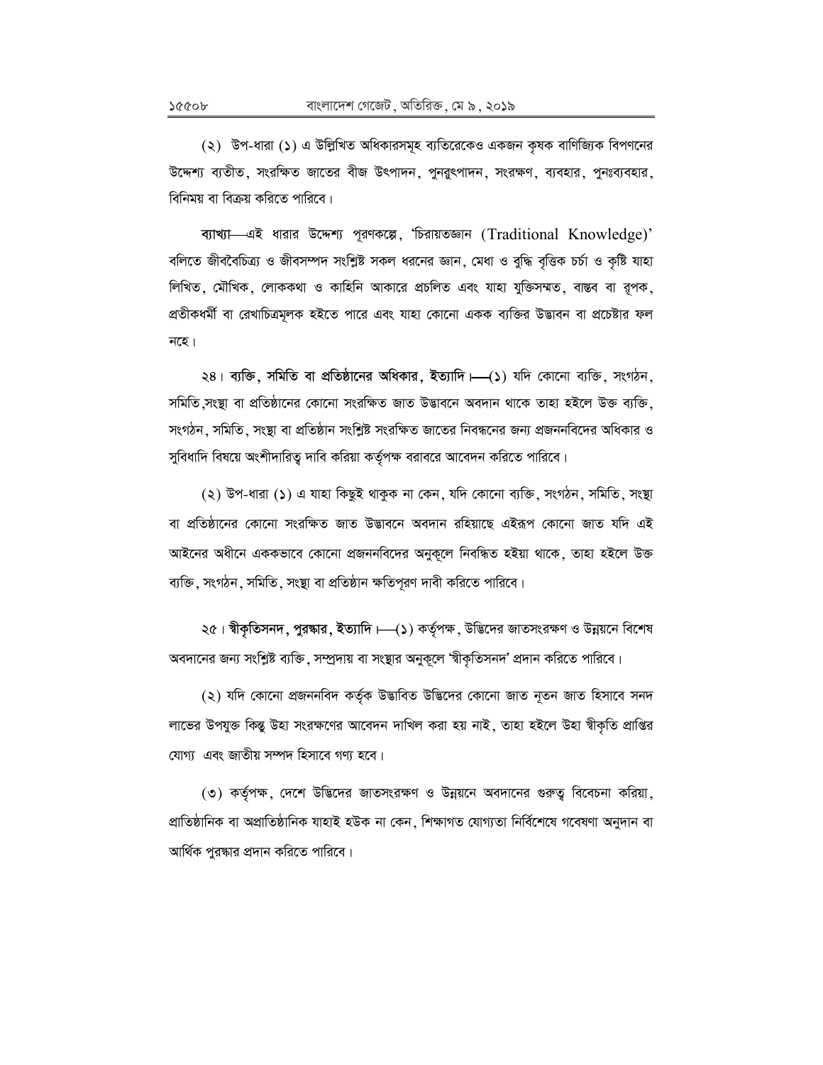(২) উপ-ধারা (১) এ উল্লিখিত অধিকারসমূহ ব্যতিরেকেও একজন কৃষক বাণিজ্যিক বিপণনের উদ্দেশ্য ব্যতীত, সংরক্ষিত জাতের বীজ উৎপাদন, পুনরুৎপাদন, সংরক্ষণ, ব্যবহার, পুনঃব্যবহার, বিনিময় বা বিক্রয় করিতে পারিবে।

**ব্যাখ্যা**—এই ধারার উদ্দেশ্য পূরণকল্পে, 'চিরায়তজ্ঞান (Traditional Knowledge)' বলিতে জীববৈচিত্র্য ও জীবসম্পদ সংশ্লিষ্ট সকল ধরনের জ্ঞান, মেধা ও বুদ্ধি বৃত্তিক চর্চা ও কৃষ্টি যাহা লিখিত, মৌখিক, লোককথা ও কাহিনি আকারে প্রচলিত এবং যাহা যুক্তিসম্মত, বাস্তব বা রূপক, প্রতীকধর্মী বা রেখাচিত্রমূলক হইতে পারে এবং যাহা কোনো একক ব্যক্তির উদ্ভাবন বা প্রচেষ্টার ফল নহে।

২৪। **ব্যক্তি, সমিতি বা প্রতিষ্ঠানের অধিকার, ইত্যাদি।**—(১) যদি কোনো ব্যক্তি, সংগঠন, সমিতি,সংস্থা বা প্রতিষ্ঠানের কোনো সংরক্ষিত জাত উদ্ভাবনে অবদান থাকে তাহা হইলে উক্ত ব্যক্তি, সংগঠন, সমিতি, সংস্থা বা প্রতিষ্ঠান সংশ্লিষ্ট সংরক্ষিত জাতের নিবন্ধনের জন্য প্রজননবিদের অধিকার ও সুবিধাদি বিষয়ে অংশীদারিত্ব দাবি করিয়া কর্তৃপক্ষ বরাবরে আবেদন করিতে পারিবে।

(২) উপ-ধারা (১) এ যাহা কিছুই থাকুক না কেন, যদি কোনো ব্যক্তি, সংগঠন, সমিতি, সংস্থা বা প্রতিষ্ঠানের কোনো সংরক্ষিত জাত উদ্ভাবনে অবদান রহিয়াছে এইরূপ কোনো জাত যদি এই আইনের অধীনে এককভাবে কোনো প্রজননবিদের অনুকূলে নিবন্ধিত হইয়া থাকে, তাহা হইলে উক্ত ব্যক্তি, সংগঠন, সমিতি, সংস্থা বা প্রতিষ্ঠান ক্ষতিপূরণ দাবী করিতে পারিবে।

২৫। **স্বীকৃতিসনদ, পুরস্কার, ইত্যাদি।**—(১) কর্তৃপক্ষ, উদ্ভিদের জাতসংরক্ষণ ও উন্নয়নে বিশেষ অবদানের জন্য সংশ্লিষ্ট ব্যক্তি, সম্প্রদায় বা সংস্থার অনুকূলে 'স্বীকৃতিসনদ' প্রদান করিতে পারিবে।

(২) যদি কোনো প্রজননবিদ কর্তৃক উদ্ভাবিত উদ্ভিদের কোনো জাত নূতন জাত হিসাবে সনদ লাভের উপযুক্ত কিন্তু উহা সংরক্ষণের আবেদন দাখিল করা হয় নাই, তাহা হইলে উহা স্বীকৃতি প্রাপ্তির যোগ্য এবং জাতীয় সম্পদ হিসাবে গণ্য হবে।

(৩) কর্তৃপক্ষ, দেশে উদ্ভিদের জাতসংরক্ষণ ও উন্নয়নে অবদানের গুরুত্ব বিবেচনা করিয়া, প্রাতিষ্ঠানিক বা অপ্রাতিষ্ঠানিক যাহাই হউক না কেন, শিক্ষাগত যোগ্যতা নির্বিশেষে গবেষণা অনুদান বা আর্থিক পুরস্কার প্রদান করিতে পারিবে।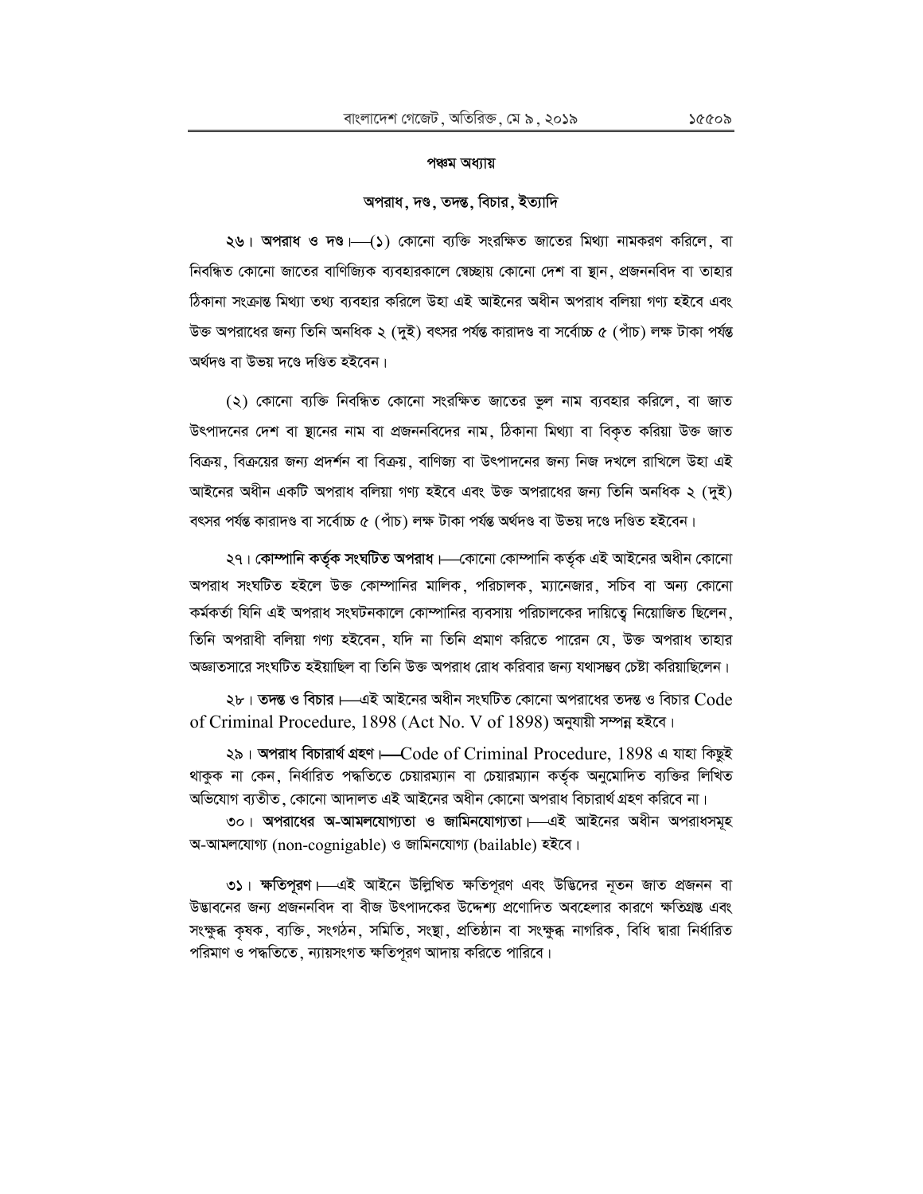## পঞ্চম অধ্যায়

## অপরাধ, দণ্ড, তদন্ত, বিচার, ইত্যাদি

**২৬। অপরাধ ও দণ্ড।**—(১) কোনো ব্যক্তি সংরক্ষিত জাতের মিথ্যা নামকরণ করিলে, বা নিবন্ধিত কোনো জাতের বাণিজ্যিক ব্যবহারকালে স্বেচ্ছায় কোনো দেশ বা স্থান, প্রজননবিদ বা তাহার ঠিকানা সংক্রান্ত মিথ্যা তথ্য ব্যবহার করিলে উহা এই আইনের অধীন অপরাধ বলিয়া গণ্য হইবে এবং উক্ত অপরাধের জন্য তিনি অনধিক ২ (দুই) বৎসর পর্যন্ত কারাদণ্ড বা সর্বোচ্চ ৫ (পাঁচ) লক্ষ টাকা পর্যন্ত অর্থদণ্ড বা উভয় দণ্ডে দণ্ডিত হইবেন।

(২) কোনো ব্যক্তি নিবন্ধিত কোনো সংরক্ষিত জাতের ভুল নাম ব্যবহার করিলে, বা জাত উৎপাদনের দেশ বা স্থানের নাম বা প্রজননবিদের নাম, ঠিকানা মিথ্যা বা বিকৃত করিয়া উক্ত জাত বিক্রয়, বিক্রয়ের জন্য প্রদর্শন বা বিক্রয়, বাণিজ্য বা উৎপাদনের জন্য নিজ দখলে রাখিলে উহা এই আইনের অধীন একটি অপরাধ বলিয়া গণ্য হইবে এবং উক্ত অপরাধের জন্য তিনি অনধিক ২ (দুই) বৎসর পর্যন্ত কারাদণ্ড বা সর্বোচ্চ ৫ (পাঁচ) লক্ষ টাকা পর্যন্ত অর্থদণ্ড বা উভয় দণ্ডে দণ্ডিত হইবেন।

**২৭। কোম্পানি কর্তৃক সংঘটিত অপরাধ।**—কোনো কোম্পানি কর্তৃক এই আইনের অধীন কোনো অপরাধ সংঘটিত হইলে উক্ত কোম্পানির মালিক, পরিচালক, ম্যানেজার, সচিব বা অন্য কোনো কর্মকর্তা যিনি এই অপরাধ সংঘটনকালে কোম্পানির ব্যবসায় পরিচালকের দায়িত্বে নিয়োজিত ছিলেন, তিনি অপরাধী বলিয়া গণ্য হইবেন, যদি না তিনি প্রমাণ করিতে পারেন যে, উক্ত অপরাধ তাহার অজ্ঞাতসারে সংঘটিত হইয়াছিল বা তিনি উক্ত অপরাধ রোধ করিবার জন্য যথাসম্ভব চেষ্টা করিয়াছিলেন।

**২৮। তদন্ত ও বিচার।**—এই আইনের অধীন সংঘটিত কোনো অপরাধের তদন্ত ও বিচার Code of Criminal Procedure, 1898 (Act No. V of 1898) অনুযায়ী সম্পন্ন হইবে।

**২৯। অপরাধ বিচারার্থ গ্রহণ।**—Code of Criminal Procedure, 1898 এ যাহা কিছুই থাকুক না কেন, নির্ধারিত পদ্ধতিতে চেয়ারম্যান বা চেয়ারম্যান কর্তৃক অনুমোদিত ব্যক্তির লিখিত অভিযোগ ব্যতীত, কোনো আদালত এই আইনের অধীন কোনো অপরাধ বিচারার্থ গ্রহণ করিবে না।

**৩০। অপরাধের অ-আমলযোগ্যতা ও জামিনযোগ্যতা।**—এই আইনের অধীন অপরাধসমূহ অ-আমলযোগ্য (non-cognigable) ও জামিনযোগ্য (bailable) হইবে।

**৩১। ক্ষতিপূরণ।**—এই আইনে উল্লিখিত ক্ষতিপূরণ এবং উদ্ভিদের নূতন জাত প্রজনন বা উদ্ভাবনের জন্য প্রজননবিদ বা বীজ উৎপাদকের উদ্দেশ্য প্রণোদিত অবহেলার কারণে ক্ষতিগ্রস্ত এবং সংক্ষুব্ধ কৃষক, ব্যক্তি, সংগঠন, সমিতি, সংস্থা, প্রতিষ্ঠান বা সংক্ষুব্ধ নাগরিক, বিধি দ্বারা নির্ধারিত পরিমাণ ও পদ্ধতিতে, ন্যায়সংগত ক্ষতিপূরণ আদায় করিতে পারিবে।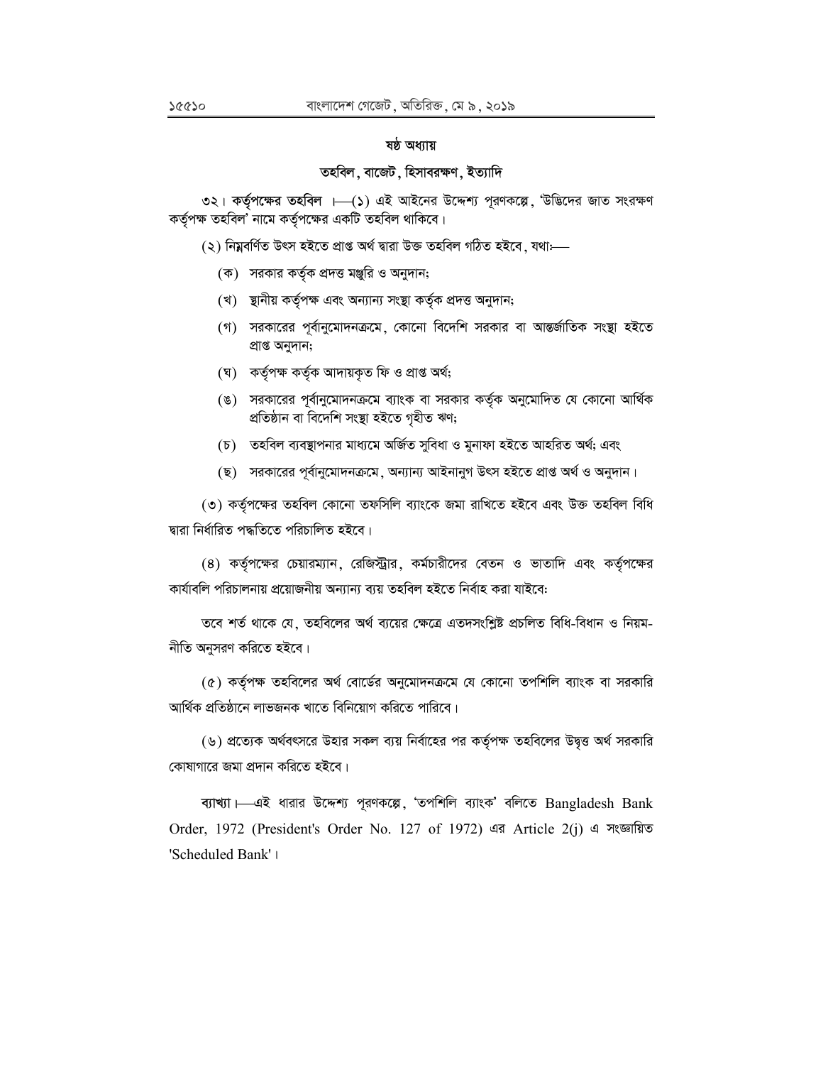## ষষ্ঠ অধ্যায়

### তহবিল, বাজেট, হিসাবরক্ষণ, ইত্যাদি

**৩২। কর্তৃপক্ষের তহবিল** ।—(১) এই আইনের উদ্দেশ্য পূরণকল্পে, 'উদ্ভিদের জাত সংরক্ষণ কর্তৃপক্ষ তহবিল' নামে কর্তৃপক্ষের একটি তহবিল থাকিবে।

(২) নিম্নবর্ণিত উৎস হইতে প্রাপ্ত অর্থ দ্বারা উক্ত তহবিল গঠিত হইবে, যথা:—

(ক) সরকার কর্তৃক প্রদত্ত মঞ্জুরি ও অনুদান;

(খ) স্থানীয় কর্তৃপক্ষ এবং অন্যান্য সংস্থা কর্তৃক প্রদত্ত অনুদান;

(গ) সরকারের পূর্বানুমোদনক্রমে, কোনো বিদেশি সরকার বা আন্তর্জাতিক সংস্থা হইতে প্রাপ্ত অনুদান;

(ঘ) কর্তৃপক্ষ কর্তৃক আদায়কৃত ফি ও প্রাপ্ত অর্থ;

(ঙ) সরকারের পূর্বানুমোদনক্রমে ব্যাংক বা সরকার কর্তৃক অনুমোদিত যে কোনো আর্থিক প্রতিষ্ঠান বা বিদেশি সংস্থা হইতে গৃহীত ঋণ;

(চ) তহবিল ব্যবস্থাপনার মাধ্যমে অর্জিত সুবিধা ও মুনাফা হইতে আহরিত অর্থ; এবং

(ছ) সরকারের পূর্বানুমোদনক্রমে, অন্যান্য আইনানুগ উৎস হইতে প্রাপ্ত অর্থ ও অনুদান।

(৩) কর্তৃপক্ষের তহবিল কোনো তফসিলি ব্যাংকে জমা রাখিতে হইবে এবং উক্ত তহবিল বিধি দ্বারা নির্ধারিত পদ্ধতিতে পরিচালিত হইবে।

(৪) কর্তৃপক্ষের চেয়ারম্যান, রেজিস্ট্রার, কর্মচারীদের বেতন ও ভাতাদি এবং কর্তৃপক্ষের কার্যাবলি পরিচালনায় প্রয়োজনীয় অন্যান্য ব্যয় তহবিল হইতে নির্বাহ করা যাইবে:

তবে শর্ত থাকে যে, তহবিলের অর্থ ব্যয়ের ক্ষেত্রে এতদসংশ্লিষ্ট প্রচলিত বিধি-বিধান ও নিয়ম-নীতি অনুসরণ করিতে হইবে।

(৫) কর্তৃপক্ষ তহবিলের অর্থ বোর্ডের অনুমোদনক্রমে যে কোনো তপশিলি ব্যাংক বা সরকারি আর্থিক প্রতিষ্ঠানে লাভজনক খাতে বিনিয়োগ করিতে পারিবে।

(৬) প্রত্যেক অর্থবৎসরে উহার সকল ব্যয় নির্বাহের পর কর্তৃপক্ষ তহবিলের উদ্বৃত্ত অর্থ সরকারি কোষাগারে জমা প্রদান করিতে হইবে।

**ব্যাখ্যা**।—এই ধারার উদ্দেশ্য পূরণকল্পে, 'তপশিলি ব্যাংক' বলিতে Bangladesh Bank Order, 1972 (President's Order No. 127 of 1972) এর Article 2(j) এ সংজ্ঞায়িত 'Scheduled Bank'।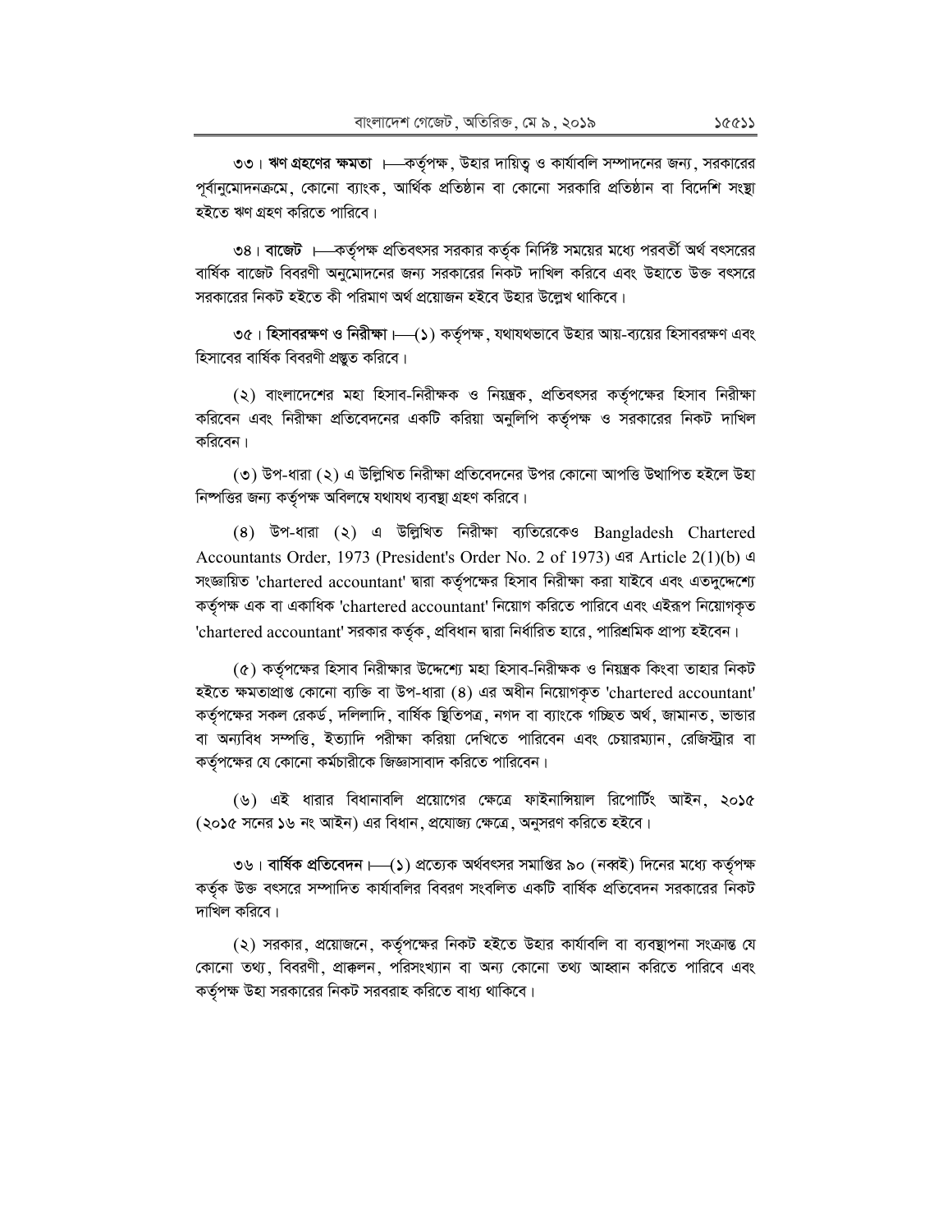**৩৩। ঋণ গ্রহণের ক্ষমতা** ।—কর্তৃপক্ষ, উহার দায়িত্ব ও কার্যাবলি সম্পাদনের জন্য, সরকারের পূর্বানুমোদনক্রমে, কোনো ব্যাংক, আর্থিক প্রতিষ্ঠান বা কোনো সরকারি প্রতিষ্ঠান বা বিদেশি সংস্থা হইতে ঋণ গ্রহণ করিতে পারিবে।

**৩৪। বাজেট** ।—কর্তৃপক্ষ প্রতিবৎসর সরকার কর্তৃক নির্দিষ্ট সময়ের মধ্যে পরবর্তী অর্থ বৎসরের বার্ষিক বাজেট বিবরণী অনুমোদনের জন্য সরকারের নিকট দাখিল করিবে এবং উহাতে উক্ত বৎসরে সরকারের নিকট হইতে কী পরিমাণ অর্থ প্রয়োজন হইবে উহার উল্লেখ থাকিবে।

**৩৫। হিসাবরক্ষণ ও নিরীক্ষা** ।—(১) কর্তৃপক্ষ, যথাযথভাবে উহার আয়-ব্যয়ের হিসাবরক্ষণ এবং হিসাবের বার্ষিক বিবরণী প্রস্তুত করিবে।

(২) বাংলাদেশের মহা হিসাব-নিরীক্ষক ও নিয়ন্ত্রক, প্রতিবৎসর কর্তৃপক্ষের হিসাব নিরীক্ষা করিবেন এবং নিরীক্ষা প্রতিবেদনের একটি করিয়া অনুলিপি কর্তৃপক্ষ ও সরকারের নিকট দাখিল করিবেন।

(৩) উপ-ধারা (২) এ উল্লিখিত নিরীক্ষা প্রতিবেদনের উপর কোনো আপত্তি উত্থাপিত হইলে উহা নিষ্পত্তির জন্য কর্তৃপক্ষ অবিলম্বে যথাযথ ব্যবস্থা গ্রহণ করিবে।

(৪) উপ-ধারা (২) এ উল্লিখিত নিরীক্ষা ব্যতিরেকেও Bangladesh Chartered Accountants Order, 1973 (President's Order No. 2 of 1973) এর Article 2(1)(b) এ সংজ্ঞায়িত 'chartered accountant' দ্বারা কর্তৃপক্ষের হিসাব নিরীক্ষা করা যাইবে এবং এতদুদ্দেশ্যে কর্তৃপক্ষ এক বা একাধিক 'chartered accountant' নিয়োগ করিতে পারিবে এবং এইরূপ নিয়োগকৃত 'chartered accountant' সরকার কর্তৃক, প্রবিধান দ্বারা নির্ধারিত হারে, পারিশ্রমিক প্রাপ্য হইবেন।

(৫) কর্তৃপক্ষের হিসাব নিরীক্ষার উদ্দেশ্যে মহা হিসাব-নিরীক্ষক ও নিয়ন্ত্রক কিংবা তাহার নিকট হইতে ক্ষমতাপ্রাপ্ত কোনো ব্যক্তি বা উপ-ধারা (৪) এর অধীন নিয়োগকৃত 'chartered accountant' কর্তৃপক্ষের সকল রেকর্ড, দলিলাদি, বার্ষিক স্থিতিপত্র, নগদ বা ব্যাংকে গচ্ছিত অর্থ, জামানত, ভান্ডার বা অন্যবিধ সম্পত্তি, ইত্যাদি পরীক্ষা করিয়া দেখিতে পারিবেন এবং চেয়ারম্যান, রেজিস্ট্রার বা কর্তৃপক্ষের যে কোনো কর্মচারীকে জিজ্ঞাসাবাদ করিতে পারিবেন।

(৬) এই ধারার বিধানাবলি প্রয়োগের ক্ষেত্রে ফাইনান্সিয়াল রিপোর্টিং আইন, ২০১৫ (২০১৫ সনের ১৬ নং আইন) এর বিধান, প্রযোজ্য ক্ষেত্রে, অনুসরণ করিতে হইবে।

**৩৬। বার্ষিক প্রতিবেদন** ।—(১) প্রত্যেক অর্থবৎসর সমাপ্তির ৯০ (নব্বই) দিনের মধ্যে কর্তৃপক্ষ কর্তৃক উক্ত বৎসরে সম্পাদিত কার্যাবলির বিবরণ সংবলিত একটি বার্ষিক প্রতিবেদন সরকারের নিকট দাখিল করিবে।

(২) সরকার, প্রয়োজনে, কর্তৃপক্ষের নিকট হইতে উহার কার্যাবলি বা ব্যবস্থাপনা সংক্রান্ত যে কোনো তথ্য, বিবরণী, প্রাক্কলন, পরিসংখ্যান বা অন্য কোনো তথ্য আহ্বান করিতে পারিবে এবং কর্তৃপক্ষ উহা সরকারের নিকট সরবরাহ করিতে বাধ্য থাকিবে।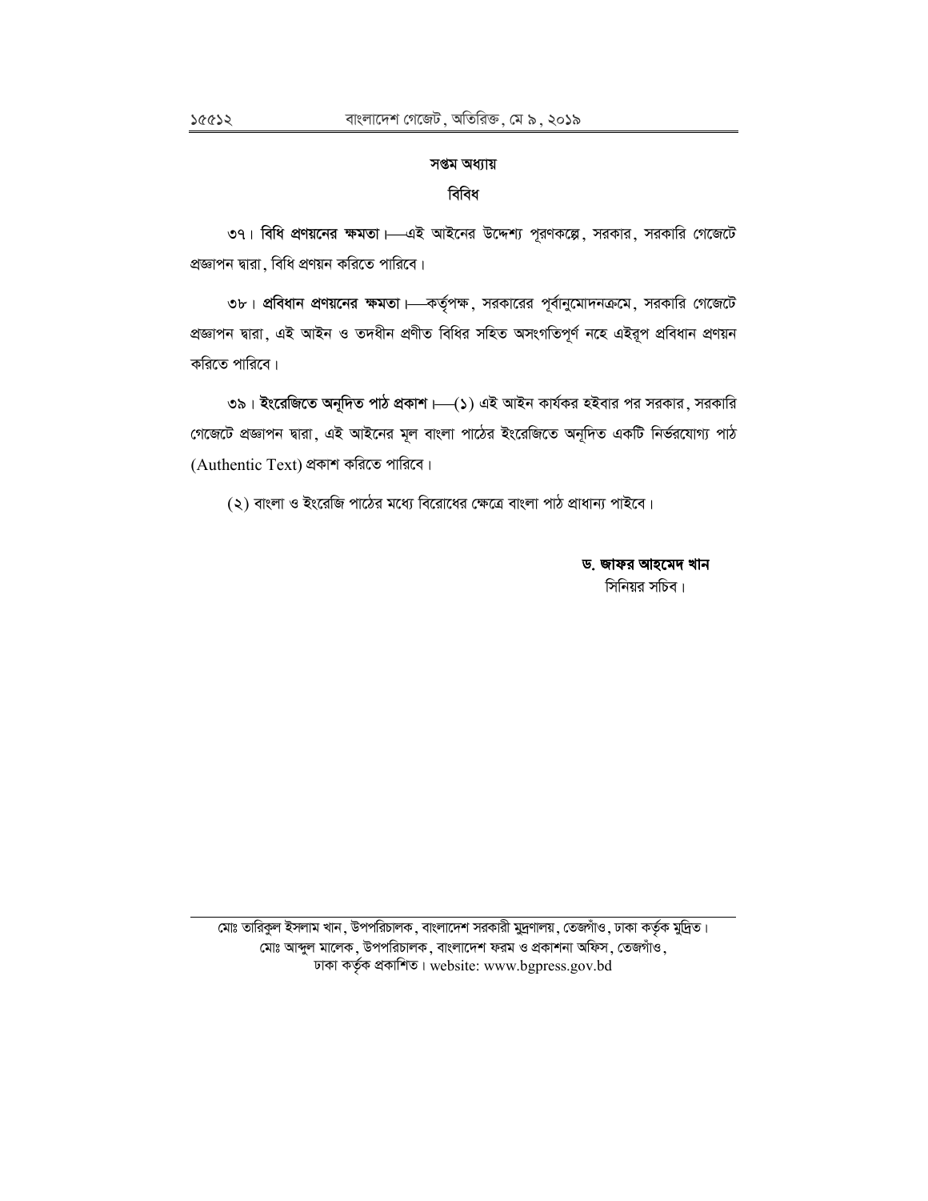## সপ্তম অধ্যায়

## বিবিধ

৩৭। **বিধি প্রণয়নের ক্ষমতা**।—এই আইনের উদ্দেশ্য পূরণকল্পে, সরকার, সরকারি গেজেটে প্রজ্ঞাপন দ্বারা, বিধি প্রণয়ন করিতে পারিবে।

৩৮। **প্রবিধান প্রণয়নের ক্ষমতা**।—কর্তৃপক্ষ, সরকারের পূর্বানুমোদনক্রমে, সরকারি গেজেটে প্রজ্ঞাপন দ্বারা, এই আইন ও তদধীন প্রণীত বিধির সহিত অসংগতিপূর্ণ নহে এইরূপ প্রবিধান প্রণয়ন করিতে পারিবে।

৩৯। **ইংরেজিতে অনূদিত পাঠ প্রকাশ**।—(১) এই আইন কার্যকর হইবার পর সরকার, সরকারি গেজেটে প্রজ্ঞাপন দ্বারা, এই আইনের মূল বাংলা পাঠের ইংরেজিতে অনূদিত একটি নির্ভরযোগ্য পাঠ (Authentic Text) প্রকাশ করিতে পারিবে।

(২) বাংলা ও ইংরেজি পাঠের মধ্যে বিরোধের ক্ষেত্রে বাংলা পাঠ প্রাধান্য পাইবে।

**ড. জাফর আহমেদ খান**
সিনিয়র সচিব।

---

মোঃ তারিকুল ইসলাম খান, উপপরিচালক, বাংলাদেশ সরকারী মুদ্রণালয়, তেজগাঁও, ঢাকা কর্তৃক মুদ্রিত।
মোঃ আব্দুল মালেক, উপপরিচালক, বাংলাদেশ ফরম ও প্রকাশনা অফিস, তেজগাঁও,
ঢাকা কর্তৃক প্রকাশিত। website: www.bgpress.gov.bd